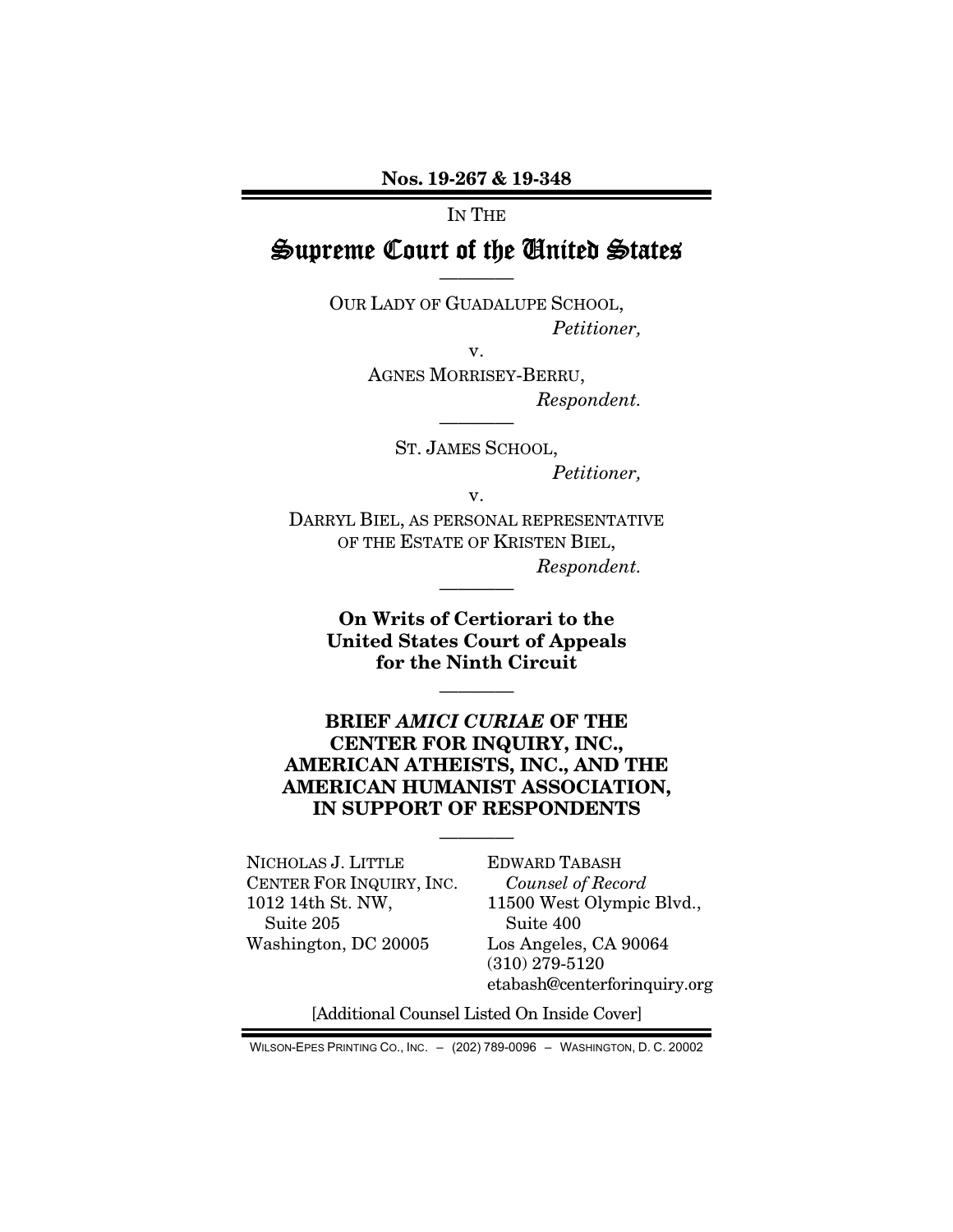**Nos. 19-267 & 19-348**

IN THE

# Supreme Court of the United States

OUR LADY OF GUADALUPE SCHOOL,
*Petitioner,*

v.

AGNES MORRISEY-BERRU,
*Respondent.*

ST. JAMES SCHOOL,
*Petitioner,*

v.

DARRYL BIEL, AS PERSONAL REPRESENTATIVE OF THE ESTATE OF KRISTEN BIEL,
*Respondent.*

**On Writs of Certiorari to the United States Court of Appeals for the Ninth Circuit**

## BRIEF *AMICI CURIAE* OF THE CENTER FOR INQUIRY, INC., AMERICAN ATHEISTS, INC., AND THE AMERICAN HUMANIST ASSOCIATION, IN SUPPORT OF RESPONDENTS

NICHOLAS J. LITTLE
CENTER FOR INQUIRY, INC.
1012 14th St. NW,
Suite 205
Washington, DC 20005

EDWARD TABASH
*Counsel of Record*
11500 West Olympic Blvd.,
Suite 400
Los Angeles, CA 90064
(310) 279-5120
etabash@centerforinquiry.org

[Additional Counsel Listed On Inside Cover]

WILSON-EPES PRINTING CO., INC. – (202) 789-0096 – WASHINGTON, D. C. 20002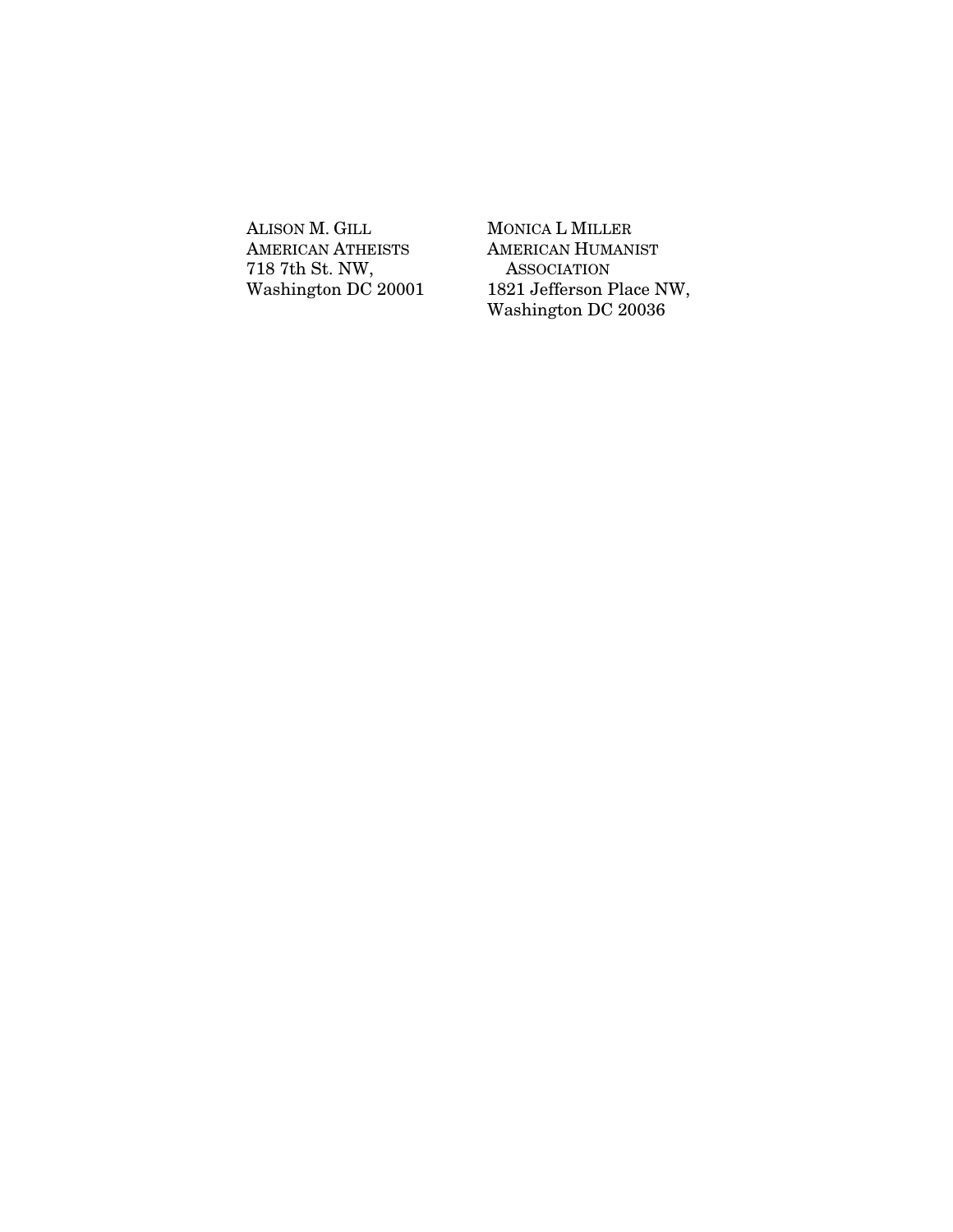ALISON M. GILL
AMERICAN ATHEISTS
718 7th St. NW,
Washington DC 20001

MONICA L MILLER
AMERICAN HUMANIST ASSOCIATION
1821 Jefferson Place NW,
Washington DC 20036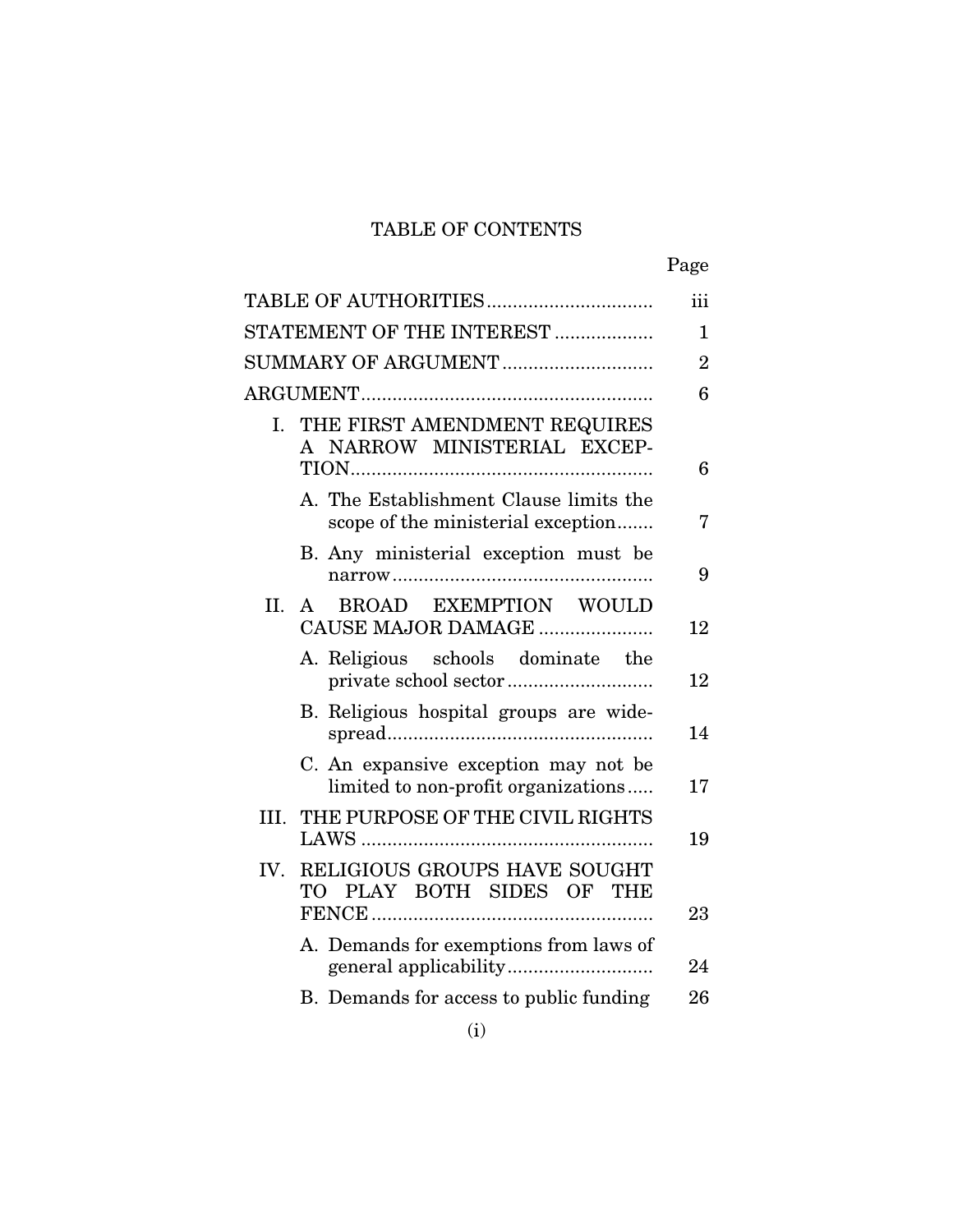# TABLE OF CONTENTS

| | Page |
|---|---|
| TABLE OF AUTHORITIES | iii |
| STATEMENT OF THE INTEREST | 1 |
| SUMMARY OF ARGUMENT | 2 |
| ARGUMENT | 6 |
| I. THE FIRST AMENDMENT REQUIRES A NARROW MINISTERIAL EXCEPTION | 6 |
| A. The Establishment Clause limits the scope of the ministerial exception | 7 |
| B. Any ministerial exception must be narrow | 9 |
| II. A BROAD EXEMPTION WOULD CAUSE MAJOR DAMAGE | 12 |
| A. Religious schools dominate the private school sector | 12 |
| B. Religious hospital groups are widespread | 14 |
| C. An expansive exception may not be limited to non-profit organizations | 17 |
| III. THE PURPOSE OF THE CIVIL RIGHTS LAWS | 19 |
| IV. RELIGIOUS GROUPS HAVE SOUGHT TO PLAY BOTH SIDES OF THE FENCE | 23 |
| A. Demands for exemptions from laws of general applicability | 24 |
| B. Demands for access to public funding | 26 |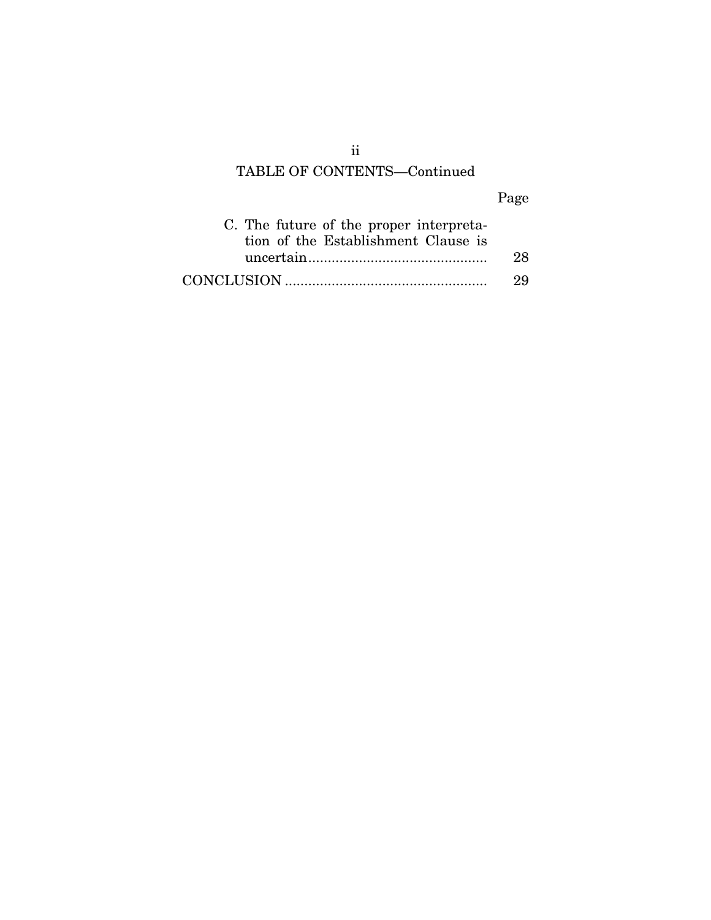## TABLE OF CONTENTS—Continued

| | Page |
|---|---|
| C. The future of the proper interpretation of the Establishment Clause is uncertain | 28 |
| CONCLUSION | 29 |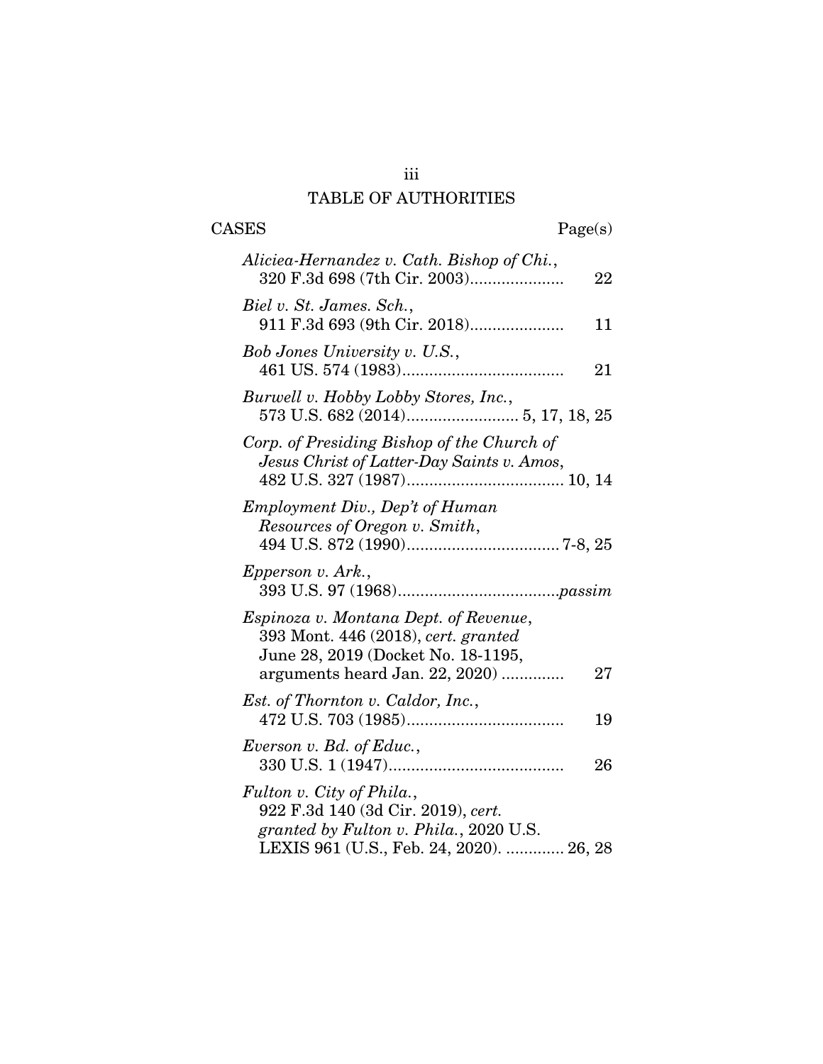# TABLE OF AUTHORITIES

| CASES | Page(s) |
|---|---|
| *Aliciea-Hernandez v. Cath. Bishop of Chi.*, 320 F.3d 698 (7th Cir. 2003) | 22 |
| *Biel v. St. James. Sch.*, 911 F.3d 693 (9th Cir. 2018) | 11 |
| *Bob Jones University v. U.S.*, 461 US. 574 (1983) | 21 |
| *Burwell v. Hobby Lobby Stores, Inc.*, 573 U.S. 682 (2014) | 5, 17, 18, 25 |
| *Corp. of Presiding Bishop of the Church of Jesus Christ of Latter-Day Saints v. Amos*, 482 U.S. 327 (1987) | 10, 14 |
| *Employment Div., Dep't of Human Resources of Oregon v. Smith*, 494 U.S. 872 (1990) | 7-8, 25 |
| *Epperson v. Ark.*, 393 U.S. 97 (1968) | *passim* |
| *Espinoza v. Montana Dept. of Revenue*, 393 Mont. 446 (2018), *cert. granted* June 28, 2019 (Docket No. 18-1195, arguments heard Jan. 22, 2020) | 27 |
| *Est. of Thornton v. Caldor, Inc.*, 472 U.S. 703 (1985) | 19 |
| *Everson v. Bd. of Educ.*, 330 U.S. 1 (1947) | 26 |
| *Fulton v. City of Phila.*, 922 F.3d 140 (3d Cir. 2019), *cert. granted by Fulton v. Phila.*, 2020 U.S. LEXIS 961 (U.S., Feb. 24, 2020) | 26, 28 |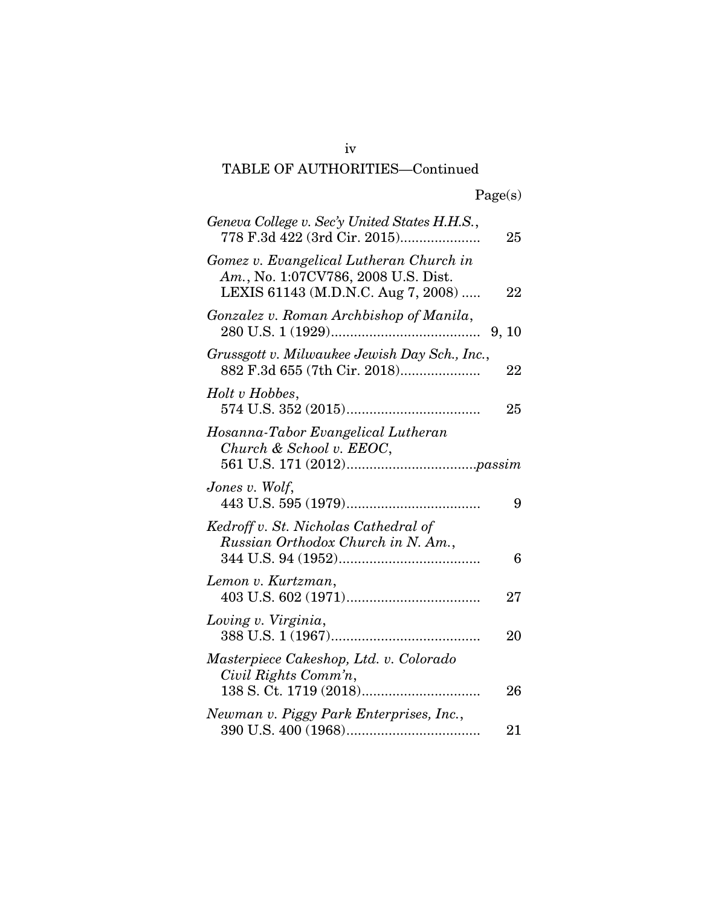TABLE OF AUTHORITIES—Continued

| | Page(s) |
|---|---|
| *Geneva College v. Sec'y United States H.H.S.*, 778 F.3d 422 (3rd Cir. 2015) | 25 |
| *Gomez v. Evangelical Lutheran Church in Am.*, No. 1:07CV786, 2008 U.S. Dist. LEXIS 61143 (M.D.N.C. Aug 7, 2008) | 22 |
| *Gonzalez v. Roman Archbishop of Manila*, 280 U.S. 1 (1929) | 9, 10 |
| *Grussgott v. Milwaukee Jewish Day Sch., Inc.*, 882 F.3d 655 (7th Cir. 2018) | 22 |
| *Holt v Hobbes*, 574 U.S. 352 (2015) | 25 |
| *Hosanna-Tabor Evangelical Lutheran Church & School v. EEOC*, 561 U.S. 171 (2012) | *passim* |
| *Jones v. Wolf*, 443 U.S. 595 (1979) | 9 |
| *Kedroff v. St. Nicholas Cathedral of Russian Orthodox Church in N. Am.*, 344 U.S. 94 (1952) | 6 |
| *Lemon v. Kurtzman*, 403 U.S. 602 (1971) | 27 |
| *Loving v. Virginia*, 388 U.S. 1 (1967) | 20 |
| *Masterpiece Cakeshop, Ltd. v. Colorado Civil Rights Comm'n*, 138 S. Ct. 1719 (2018) | 26 |
| *Newman v. Piggy Park Enterprises, Inc.*, 390 U.S. 400 (1968) | 21 |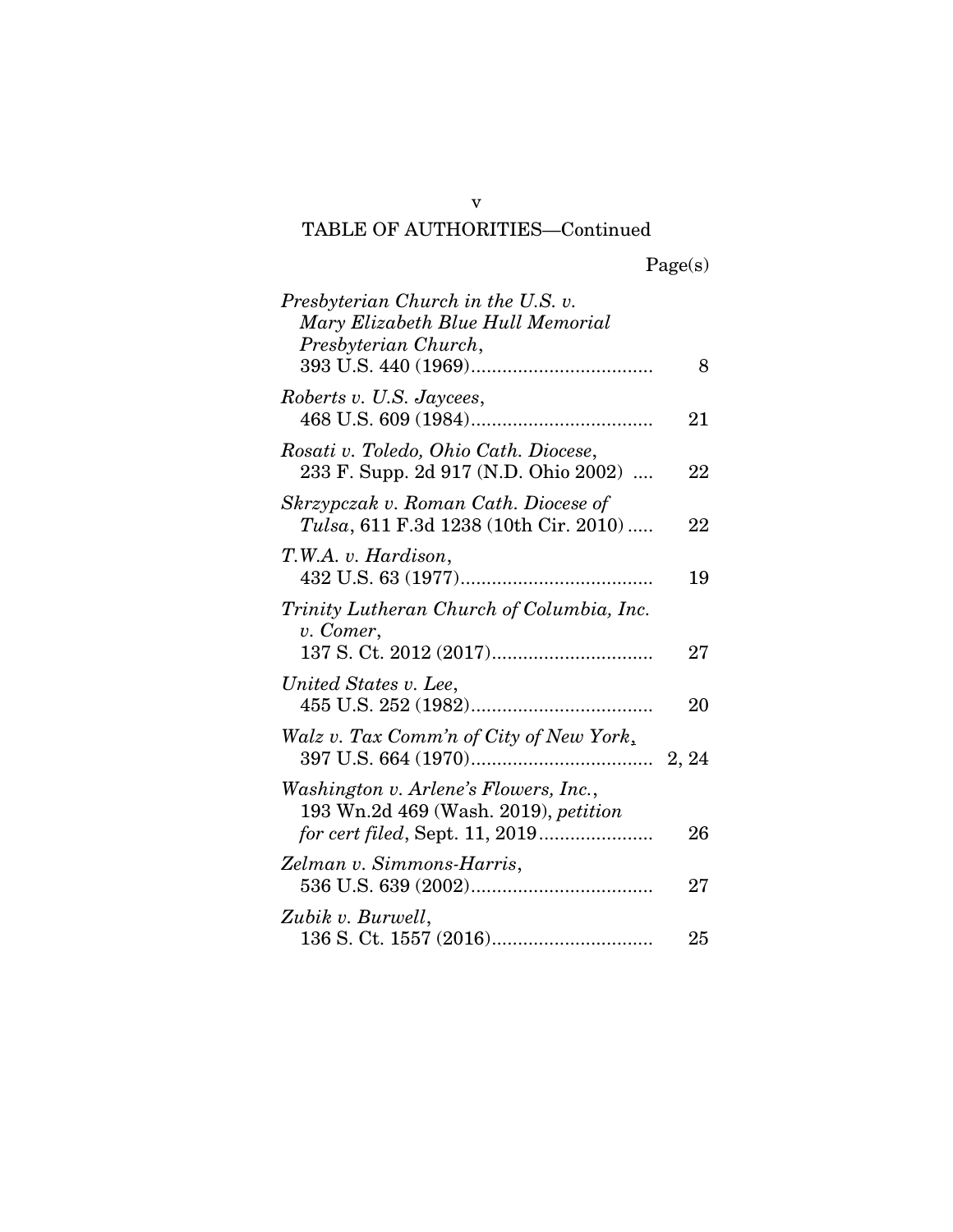## TABLE OF AUTHORITIES—Continued

| | Page(s) |
|---|---|
| *Presbyterian Church in the U.S. v. Mary Elizabeth Blue Hull Memorial Presbyterian Church*, 393 U.S. 440 (1969) | 8 |
| *Roberts v. U.S. Jaycees*, 468 U.S. 609 (1984) | 21 |
| *Rosati v. Toledo, Ohio Cath. Diocese*, 233 F. Supp. 2d 917 (N.D. Ohio 2002) | 22 |
| *Skrzypczak v. Roman Cath. Diocese of Tulsa*, 611 F.3d 1238 (10th Cir. 2010) | 22 |
| *T.W.A. v. Hardison*, 432 U.S. 63 (1977) | 19 |
| *Trinity Lutheran Church of Columbia, Inc. v. Comer*, 137 S. Ct. 2012 (2017) | 27 |
| *United States v. Lee*, 455 U.S. 252 (1982) | 20 |
| *Walz v. Tax Comm'n of City of New York*, 397 U.S. 664 (1970) | 2, 24 |
| *Washington v. Arlene's Flowers, Inc.*, 193 Wn.2d 469 (Wash. 2019), *petition for cert filed*, Sept. 11, 2019 | 26 |
| *Zelman v. Simmons-Harris*, 536 U.S. 639 (2002) | 27 |
| *Zubik v. Burwell*, 136 S. Ct. 1557 (2016) | 25 |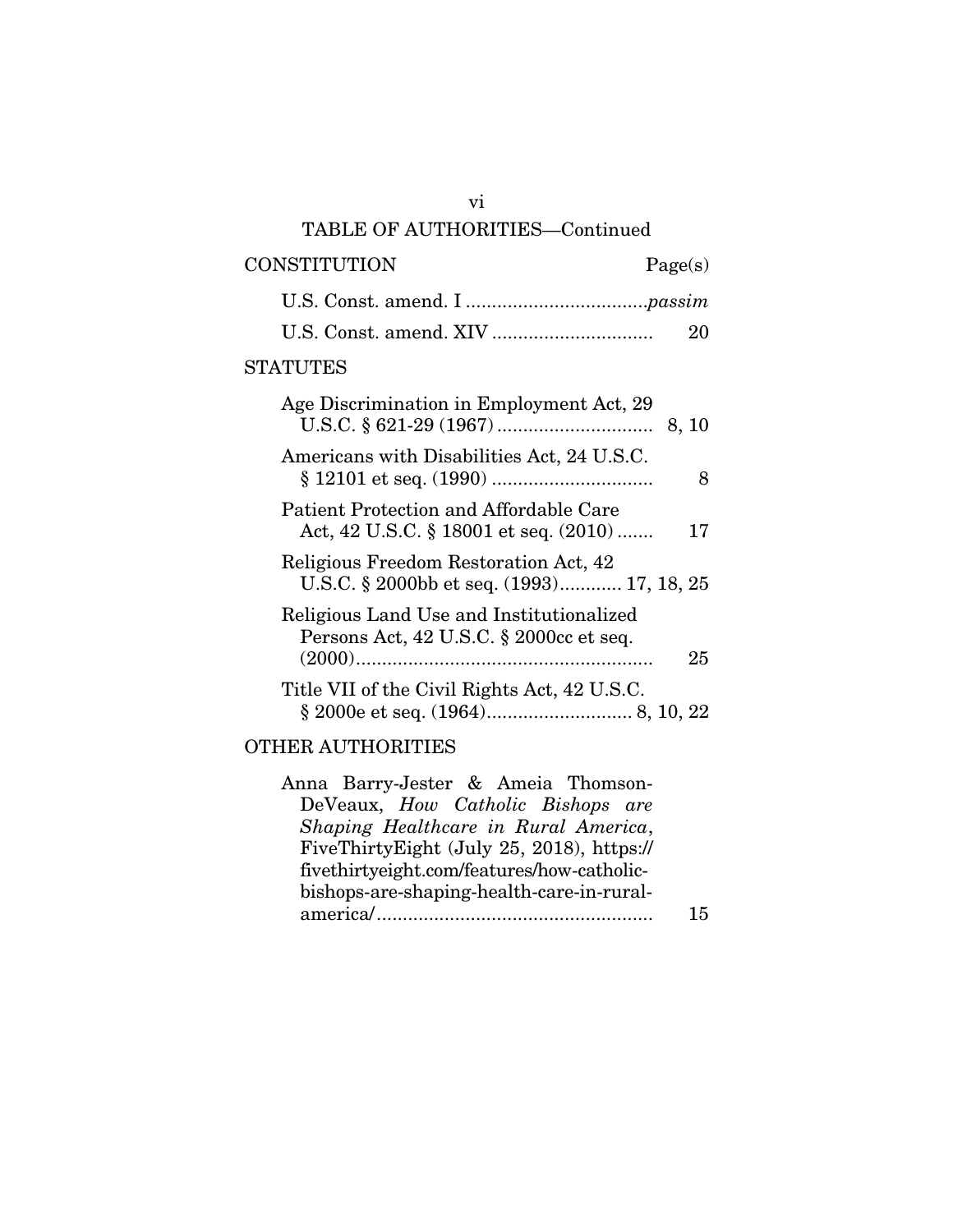TABLE OF AUTHORITIES—Continued

| CONSTITUTION | Page(s) |
|---|---|
| U.S. Const. amend. I | *passim* |
| U.S. Const. amend. XIV | 20 |

STATUTES

| | |
|---|---|
| Age Discrimination in Employment Act, 29 U.S.C. § 621-29 (1967) | 8, 10 |
| Americans with Disabilities Act, 24 U.S.C. § 12101 et seq. (1990) | 8 |
| Patient Protection and Affordable Care Act, 42 U.S.C. § 18001 et seq. (2010) | 17 |
| Religious Freedom Restoration Act, 42 U.S.C. § 2000bb et seq. (1993) | 17, 18, 25 |
| Religious Land Use and Institutionalized Persons Act, 42 U.S.C. § 2000cc et seq. (2000) | 25 |
| Title VII of the Civil Rights Act, 42 U.S.C. § 2000e et seq. (1964) | 8, 10, 22 |

OTHER AUTHORITIES

| | |
|---|---|
| Anna Barry-Jester & Ameia Thomson-DeVeaux, *How Catholic Bishops are Shaping Healthcare in Rural America*, FiveThirtyEight (July 25, 2018), https://fivethirtyeight.com/features/how-catholic-bishops-are-shaping-health-care-in-rural-america/ | 15 |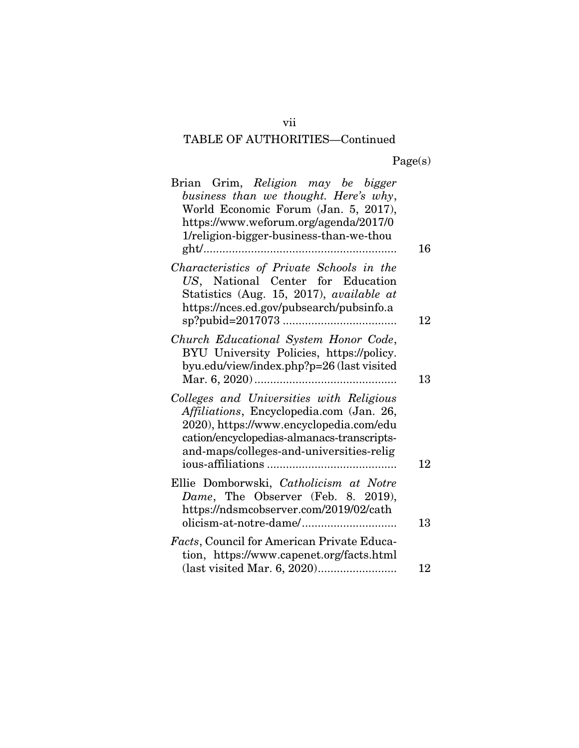## TABLE OF AUTHORITIES—Continued

Page(s)

Brian Grim, *Religion may be bigger business than we thought. Here's why*, World Economic Forum (Jan. 5, 2017), https://www.weforum.org/agenda/2017/01/religion-bigger-business-than-we-thought/ ............................................................ 16

*Characteristics of Private Schools in the US*, National Center for Education Statistics (Aug. 15, 2017), *available at* https://nces.ed.gov/pubsearch/pubsinfo.asp?pubid=2017073 .................................... 12

*Church Educational System Honor Code*, BYU University Policies, https://policy.byu.edu/view/index.php?p=26 (last visited Mar. 6, 2020) ............................................ 13

*Colleges and Universities with Religious Affiliations*, Encyclopedia.com (Jan. 26, 2020), https://www.encyclopedia.com/education/encyclopedias-almanacs-transcripts-and-maps/colleges-and-universities-religious-affiliations ........................................ 12

Ellie Domborwski, *Catholicism at Notre Dame*, The Observer (Feb. 8. 2019), https://ndsmcobserver.com/2019/02/catholicism-at-notre-dame/ .............................. 13

*Facts*, Council for American Private Education, https://www.capenet.org/facts.html (last visited Mar. 6, 2020)......................... 12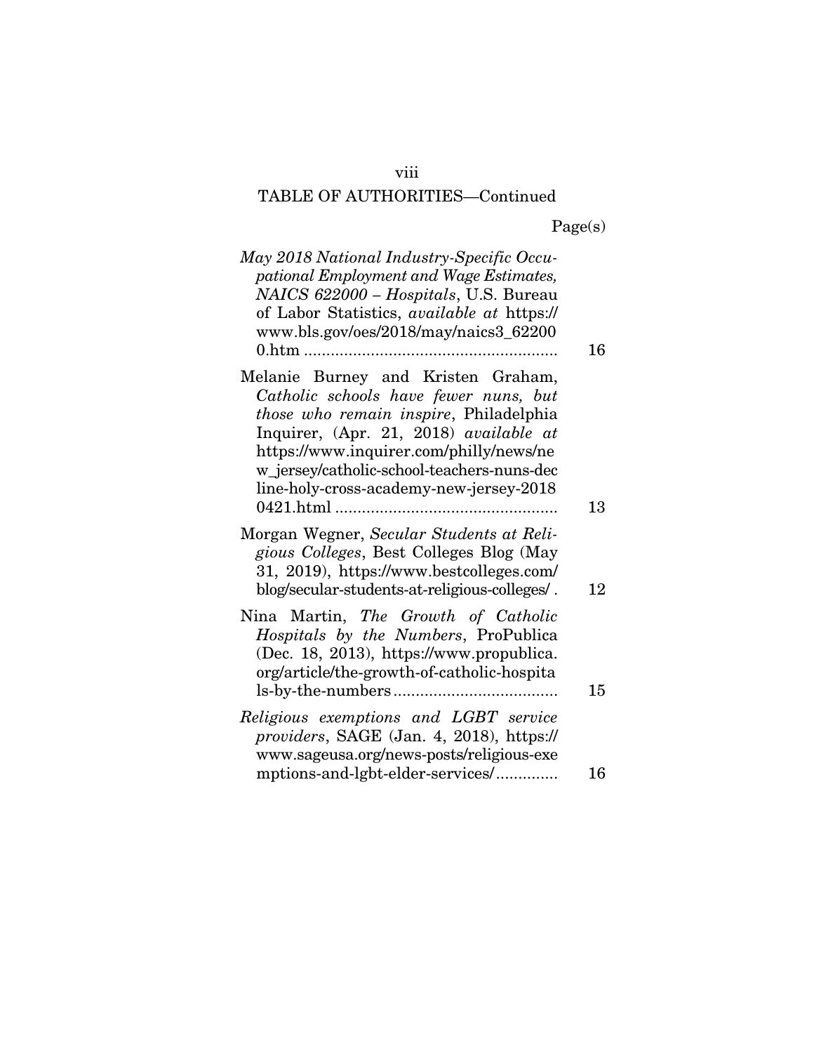TABLE OF AUTHORITIES—Continued

| | Page(s) |
|---|---|
| *May 2018 National Industry-Specific Occupational Employment and Wage Estimates, NAICS 622000 – Hospitals*, U.S. Bureau of Labor Statistics, *available at* https://www.bls.gov/oes/2018/may/naics3_622000.htm | 16 |
| Melanie Burney and Kristen Graham, *Catholic schools have fewer nuns, but those who remain inspire*, Philadelphia Inquirer, (Apr. 21, 2018) *available at* https://www.inquirer.com/philly/news/new_jersey/catholic-school-teachers-nuns-decline-holy-cross-academy-new-jersey-20180421.html | 13 |
| Morgan Wegner, *Secular Students at Religious Colleges*, Best Colleges Blog (May 31, 2019), https://www.bestcolleges.com/blog/secular-students-at-religious-colleges/ | 12 |
| Nina Martin, *The Growth of Catholic Hospitals by the Numbers*, ProPublica (Dec. 18, 2013), https://www.propublica.org/article/the-growth-of-catholic-hospitals-by-the-numbers | 15 |
| *Religious exemptions and LGBT service providers*, SAGE (Jan. 4, 2018), https://www.sageusa.org/news-posts/religious-exemptions-and-lgbt-elder-services/ | 16 |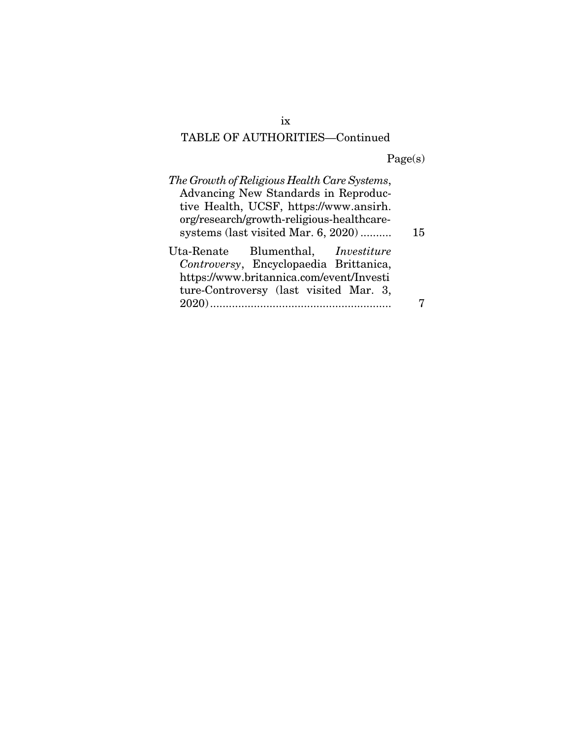TABLE OF AUTHORITIES—Continued

| | Page(s) |
|---|---|
| *The Growth of Religious Health Care Systems*, Advancing New Standards in Reproductive Health, UCSF, https://www.ansirh.org/research/growth-religious-healthcare-systems (last visited Mar. 6, 2020) .......... | 15 |
| Uta-Renate Blumenthal, *Investiture Controversy*, Encyclopaedia Brittanica, https://www.britannica.com/event/Investiture-Controversy (last visited Mar. 3, 2020) .......... | 7 |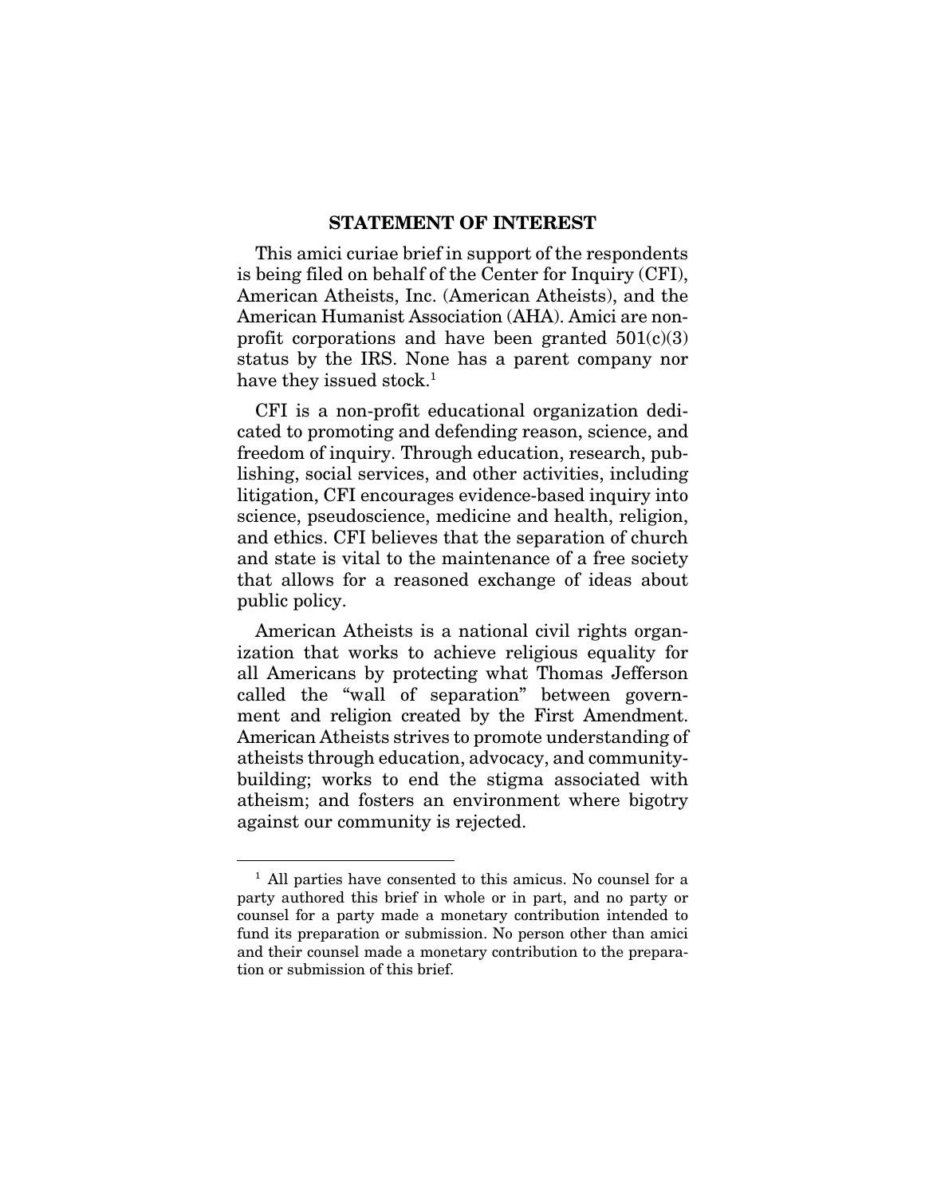## STATEMENT OF INTEREST

This amici curiae brief in support of the respondents is being filed on behalf of the Center for Inquiry (CFI), American Atheists, Inc. (American Atheists), and the American Humanist Association (AHA). Amici are non-profit corporations and have been granted 501(c)(3) status by the IRS. None has a parent company nor have they issued stock.[1]

CFI is a non-profit educational organization dedicated to promoting and defending reason, science, and freedom of inquiry. Through education, research, publishing, social services, and other activities, including litigation, CFI encourages evidence-based inquiry into science, pseudoscience, medicine and health, religion, and ethics. CFI believes that the separation of church and state is vital to the maintenance of a free society that allows for a reasoned exchange of ideas about public policy.

American Atheists is a national civil rights organization that works to achieve religious equality for all Americans by protecting what Thomas Jefferson called the "wall of separation" between government and religion created by the First Amendment. American Atheists strives to promote understanding of atheists through education, advocacy, and community-building; works to end the stigma associated with atheism; and fosters an environment where bigotry against our community is rejected.

---

[1] All parties have consented to this amicus. No counsel for a party authored this brief in whole or in part, and no party or counsel for a party made a monetary contribution intended to fund its preparation or submission. No person other than amici and their counsel made a monetary contribution to the preparation or submission of this brief.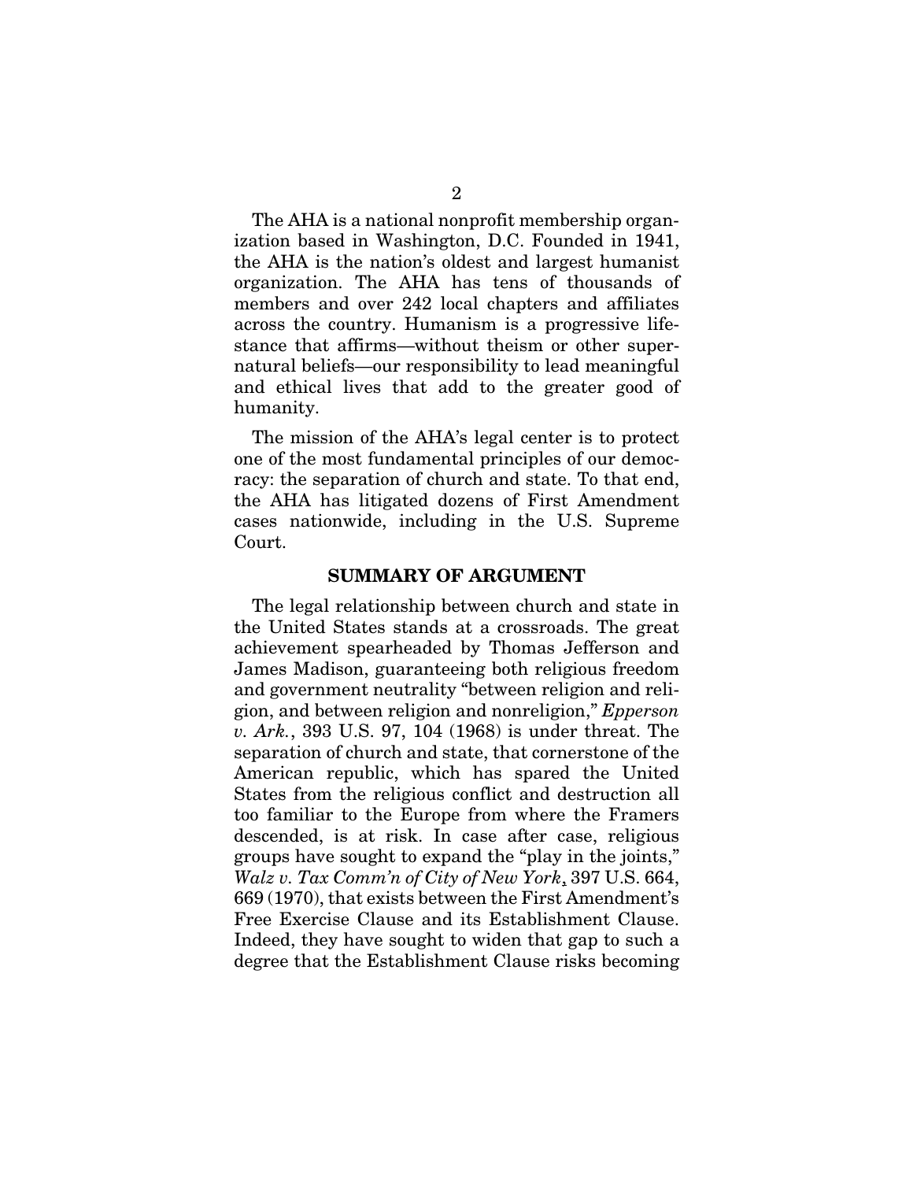The AHA is a national nonprofit membership organization based in Washington, D.C. Founded in 1941, the AHA is the nation's oldest and largest humanist organization. The AHA has tens of thousands of members and over 242 local chapters and affiliates across the country. Humanism is a progressive lifestance that affirms—without theism or other supernatural beliefs—our responsibility to lead meaningful and ethical lives that add to the greater good of humanity.

The mission of the AHA's legal center is to protect one of the most fundamental principles of our democracy: the separation of church and state. To that end, the AHA has litigated dozens of First Amendment cases nationwide, including in the U.S. Supreme Court.

## SUMMARY OF ARGUMENT

The legal relationship between church and state in the United States stands at a crossroads. The great achievement spearheaded by Thomas Jefferson and James Madison, guaranteeing both religious freedom and government neutrality "between religion and religion, and between religion and nonreligion," *Epperson v. Ark.*, 393 U.S. 97, 104 (1968) is under threat. The separation of church and state, that cornerstone of the American republic, which has spared the United States from the religious conflict and destruction all too familiar to the Europe from where the Framers descended, is at risk. In case after case, religious groups have sought to expand the "play in the joints," *Walz v. Tax Comm'n of City of New York*, 397 U.S. 664, 669 (1970), that exists between the First Amendment's Free Exercise Clause and its Establishment Clause. Indeed, they have sought to widen that gap to such a degree that the Establishment Clause risks becoming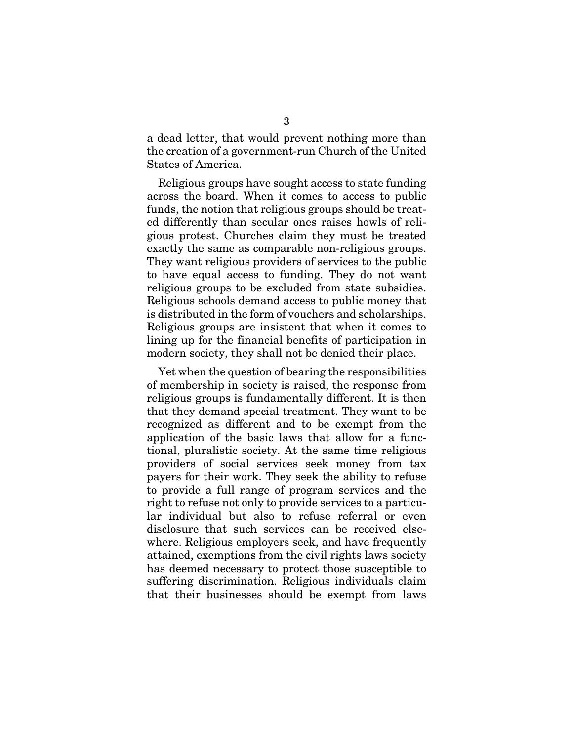a dead letter, that would prevent nothing more than the creation of a government-run Church of the United States of America.

Religious groups have sought access to state funding across the board. When it comes to access to public funds, the notion that religious groups should be treated differently than secular ones raises howls of religious protest. Churches claim they must be treated exactly the same as comparable non-religious groups. They want religious providers of services to the public to have equal access to funding. They do not want religious groups to be excluded from state subsidies. Religious schools demand access to public money that is distributed in the form of vouchers and scholarships. Religious groups are insistent that when it comes to lining up for the financial benefits of participation in modern society, they shall not be denied their place.

Yet when the question of bearing the responsibilities of membership in society is raised, the response from religious groups is fundamentally different. It is then that they demand special treatment. They want to be recognized as different and to be exempt from the application of the basic laws that allow for a functional, pluralistic society. At the same time religious providers of social services seek money from tax payers for their work. They seek the ability to refuse to provide a full range of program services and the right to refuse not only to provide services to a particular individual but also to refuse referral or even disclosure that such services can be received elsewhere. Religious employers seek, and have frequently attained, exemptions from the civil rights laws society has deemed necessary to protect those susceptible to suffering discrimination. Religious individuals claim that their businesses should be exempt from laws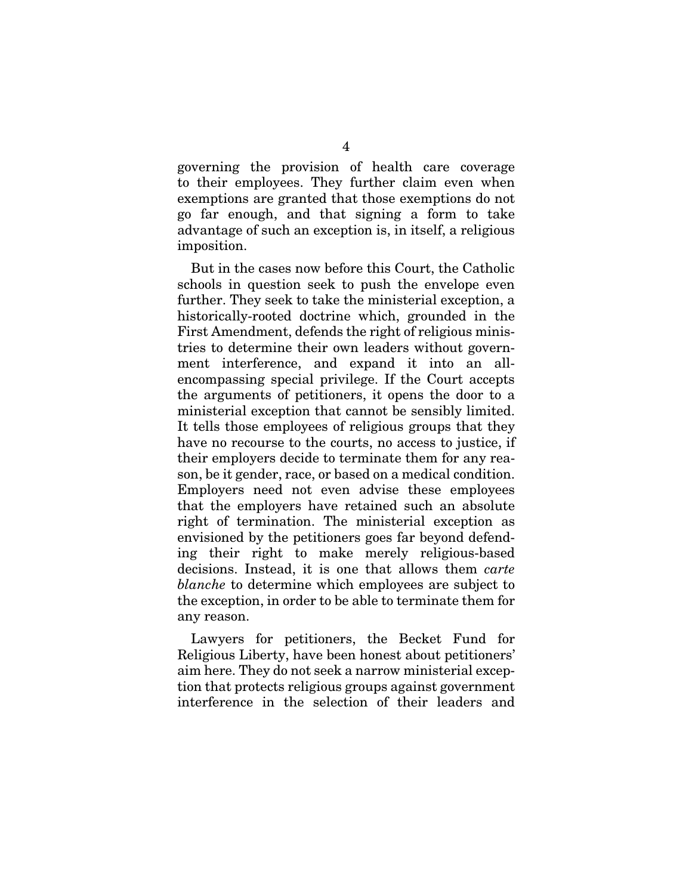governing the provision of health care coverage to their employees. They further claim even when exemptions are granted that those exemptions do not go far enough, and that signing a form to take advantage of such an exception is, in itself, a religious imposition.

But in the cases now before this Court, the Catholic schools in question seek to push the envelope even further. They seek to take the ministerial exception, a historically-rooted doctrine which, grounded in the First Amendment, defends the right of religious ministries to determine their own leaders without government interference, and expand it into an all-encompassing special privilege. If the Court accepts the arguments of petitioners, it opens the door to a ministerial exception that cannot be sensibly limited. It tells those employees of religious groups that they have no recourse to the courts, no access to justice, if their employers decide to terminate them for any reason, be it gender, race, or based on a medical condition. Employers need not even advise these employees that the employers have retained such an absolute right of termination. The ministerial exception as envisioned by the petitioners goes far beyond defending their right to make merely religious-based decisions. Instead, it is one that allows them *carte blanche* to determine which employees are subject to the exception, in order to be able to terminate them for any reason.

Lawyers for petitioners, the Becket Fund for Religious Liberty, have been honest about petitioners' aim here. They do not seek a narrow ministerial exception that protects religious groups against government interference in the selection of their leaders and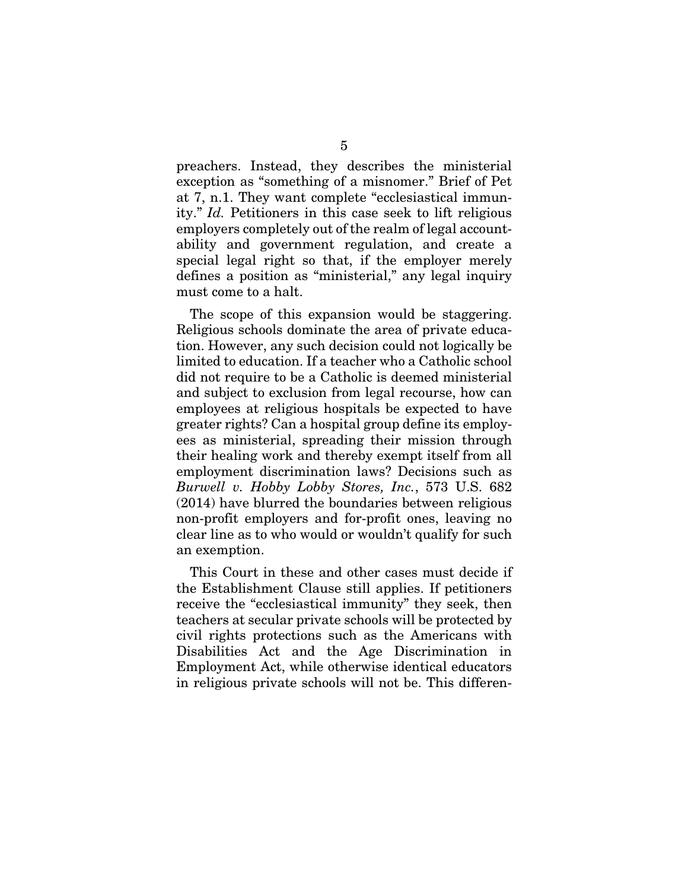preachers. Instead, they describes the ministerial exception as "something of a misnomer." Brief of Pet at 7, n.1. They want complete "ecclesiastical immunity." *Id.* Petitioners in this case seek to lift religious employers completely out of the realm of legal accountability and government regulation, and create a special legal right so that, if the employer merely defines a position as "ministerial," any legal inquiry must come to a halt.

The scope of this expansion would be staggering. Religious schools dominate the area of private education. However, any such decision could not logically be limited to education. If a teacher who a Catholic school did not require to be a Catholic is deemed ministerial and subject to exclusion from legal recourse, how can employees at religious hospitals be expected to have greater rights? Can a hospital group define its employees as ministerial, spreading their mission through their healing work and thereby exempt itself from all employment discrimination laws? Decisions such as *Burwell v. Hobby Lobby Stores, Inc.*, 573 U.S. 682 (2014) have blurred the boundaries between religious non-profit employers and for-profit ones, leaving no clear line as to who would or wouldn't qualify for such an exemption.

This Court in these and other cases must decide if the Establishment Clause still applies. If petitioners receive the "ecclesiastical immunity" they seek, then teachers at secular private schools will be protected by civil rights protections such as the Americans with Disabilities Act and the Age Discrimination in Employment Act, while otherwise identical educators in religious private schools will not be. This differen-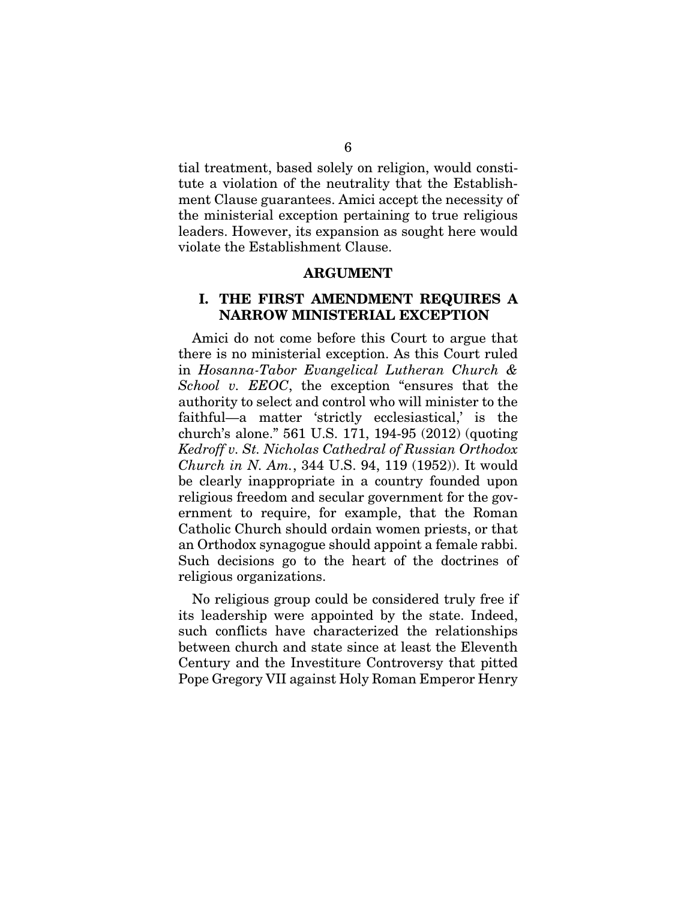tial treatment, based solely on religion, would constitute a violation of the neutrality that the Establishment Clause guarantees. Amici accept the necessity of the ministerial exception pertaining to true religious leaders. However, its expansion as sought here would violate the Establishment Clause.

## ARGUMENT

### I. THE FIRST AMENDMENT REQUIRES A NARROW MINISTERIAL EXCEPTION

Amici do not come before this Court to argue that there is no ministerial exception. As this Court ruled in *Hosanna-Tabor Evangelical Lutheran Church & School v. EEOC*, the exception "ensures that the authority to select and control who will minister to the faithful—a matter 'strictly ecclesiastical,' is the church's alone." 561 U.S. 171, 194-95 (2012) (quoting *Kedroff v. St. Nicholas Cathedral of Russian Orthodox Church in N. Am.*, 344 U.S. 94, 119 (1952)). It would be clearly inappropriate in a country founded upon religious freedom and secular government for the government to require, for example, that the Roman Catholic Church should ordain women priests, or that an Orthodox synagogue should appoint a female rabbi. Such decisions go to the heart of the doctrines of religious organizations.

No religious group could be considered truly free if its leadership were appointed by the state. Indeed, such conflicts have characterized the relationships between church and state since at least the Eleventh Century and the Investiture Controversy that pitted Pope Gregory VII against Holy Roman Emperor Henry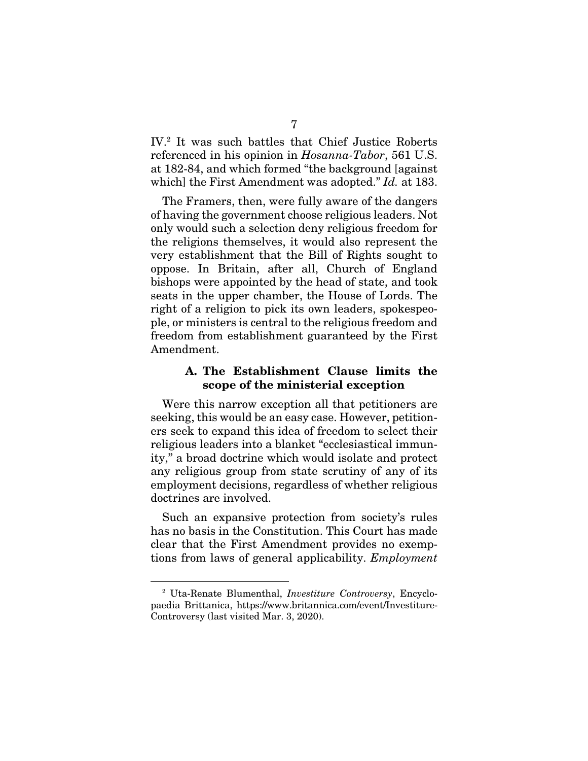IV.[2] It was such battles that Chief Justice Roberts referenced in his opinion in *Hosanna-Tabor*, 561 U.S. at 182-84, and which formed "the background [against which] the First Amendment was adopted." *Id.* at 183.

The Framers, then, were fully aware of the dangers of having the government choose religious leaders. Not only would such a selection deny religious freedom for the religions themselves, it would also represent the very establishment that the Bill of Rights sought to oppose. In Britain, after all, Church of England bishops were appointed by the head of state, and took seats in the upper chamber, the House of Lords. The right of a religion to pick its own leaders, spokespeople, or ministers is central to the religious freedom and freedom from establishment guaranteed by the First Amendment.

### A. The Establishment Clause limits the scope of the ministerial exception

Were this narrow exception all that petitioners are seeking, this would be an easy case. However, petitioners seek to expand this idea of freedom to select their religious leaders into a blanket "ecclesiastical immunity," a broad doctrine which would isolate and protect any religious group from state scrutiny of any of its employment decisions, regardless of whether religious doctrines are involved.

Such an expansive protection from society's rules has no basis in the Constitution. This Court has made clear that the First Amendment provides no exemptions from laws of general applicability. *Employment*

---

[2] Uta-Renate Blumenthal, *Investiture Controversy*, Encyclopaedia Brittanica, https://www.britannica.com/event/Investiture-Controversy (last visited Mar. 3, 2020).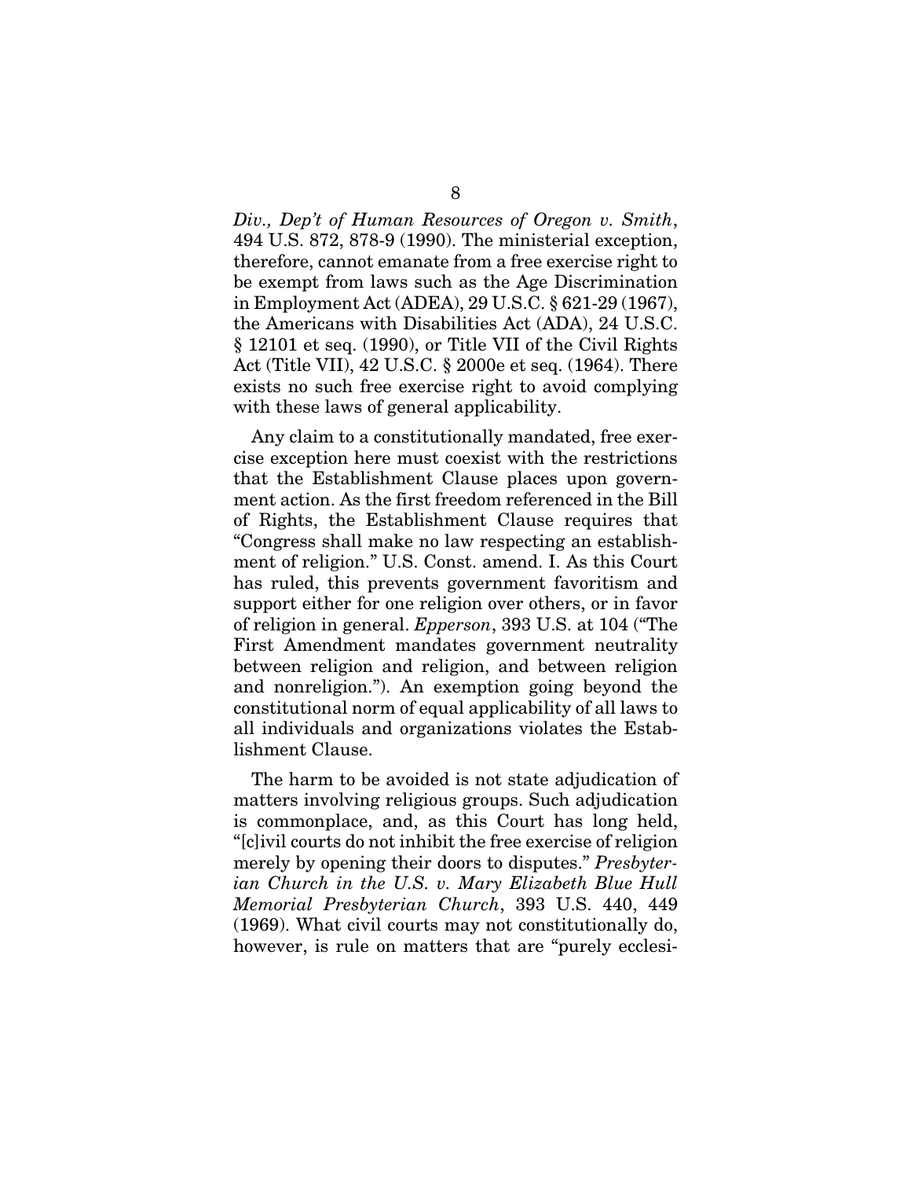*Div., Dep't of Human Resources of Oregon v. Smith*, 494 U.S. 872, 878-9 (1990). The ministerial exception, therefore, cannot emanate from a free exercise right to be exempt from laws such as the Age Discrimination in Employment Act (ADEA), 29 U.S.C. § 621-29 (1967), the Americans with Disabilities Act (ADA), 24 U.S.C. § 12101 et seq. (1990), or Title VII of the Civil Rights Act (Title VII), 42 U.S.C. § 2000e et seq. (1964). There exists no such free exercise right to avoid complying with these laws of general applicability.

Any claim to a constitutionally mandated, free exercise exception here must coexist with the restrictions that the Establishment Clause places upon government action. As the first freedom referenced in the Bill of Rights, the Establishment Clause requires that "Congress shall make no law respecting an establishment of religion." U.S. Const. amend. I. As this Court has ruled, this prevents government favoritism and support either for one religion over others, or in favor of religion in general. *Epperson*, 393 U.S. at 104 ("The First Amendment mandates government neutrality between religion and religion, and between religion and nonreligion."). An exemption going beyond the constitutional norm of equal applicability of all laws to all individuals and organizations violates the Establishment Clause.

The harm to be avoided is not state adjudication of matters involving religious groups. Such adjudication is commonplace, and, as this Court has long held, "[c]ivil courts do not inhibit the free exercise of religion merely by opening their doors to disputes." *Presbyterian Church in the U.S. v. Mary Elizabeth Blue Hull Memorial Presbyterian Church*, 393 U.S. 440, 449 (1969). What civil courts may not constitutionally do, however, is rule on matters that are "purely ecclesi-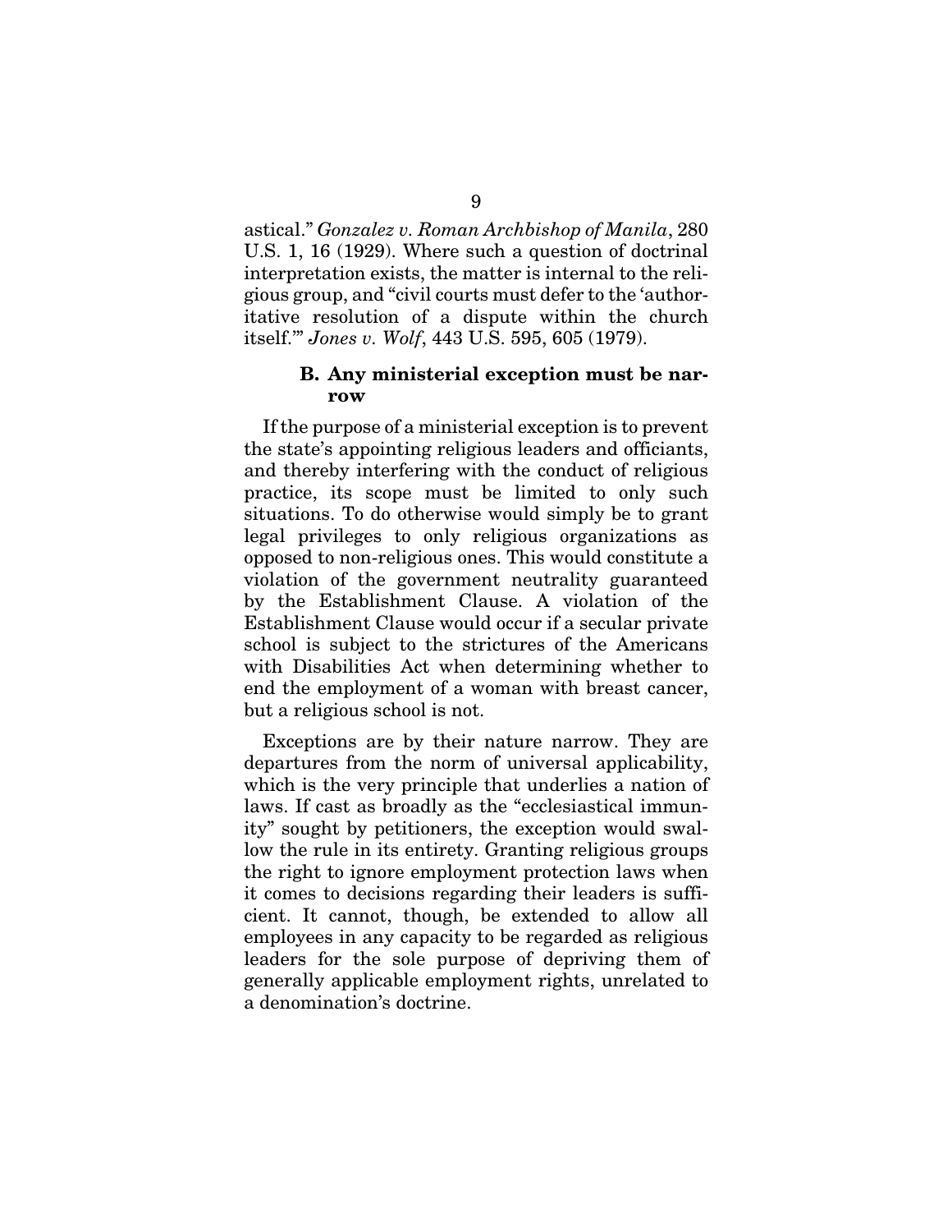astical." *Gonzalez v. Roman Archbishop of Manila*, 280 U.S. 1, 16 (1929). Where such a question of doctrinal interpretation exists, the matter is internal to the religious group, and "civil courts must defer to the 'authoritative resolution of a dispute within the church itself.'" *Jones v. Wolf*, 443 U.S. 595, 605 (1979).

### B. Any ministerial exception must be narrow

If the purpose of a ministerial exception is to prevent the state's appointing religious leaders and officiants, and thereby interfering with the conduct of religious practice, its scope must be limited to only such situations. To do otherwise would simply be to grant legal privileges to only religious organizations as opposed to non-religious ones. This would constitute a violation of the government neutrality guaranteed by the Establishment Clause. A violation of the Establishment Clause would occur if a secular private school is subject to the strictures of the Americans with Disabilities Act when determining whether to end the employment of a woman with breast cancer, but a religious school is not.

Exceptions are by their nature narrow. They are departures from the norm of universal applicability, which is the very principle that underlies a nation of laws. If cast as broadly as the "ecclesiastical immunity" sought by petitioners, the exception would swallow the rule in its entirety. Granting religious groups the right to ignore employment protection laws when it comes to decisions regarding their leaders is sufficient. It cannot, though, be extended to allow all employees in any capacity to be regarded as religious leaders for the sole purpose of depriving them of generally applicable employment rights, unrelated to a denomination's doctrine.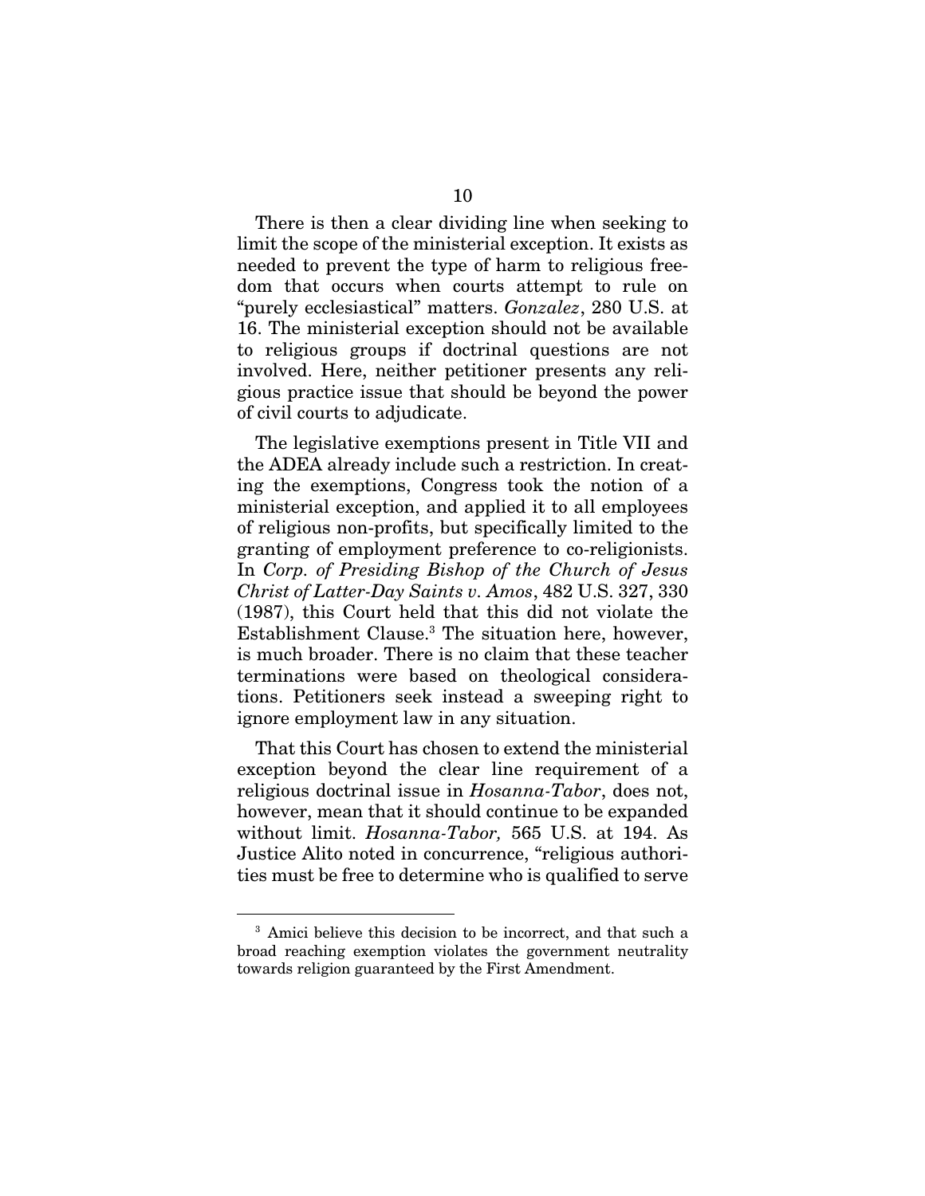There is then a clear dividing line when seeking to limit the scope of the ministerial exception. It exists as needed to prevent the type of harm to religious freedom that occurs when courts attempt to rule on "purely ecclesiastical" matters. *Gonzalez*, 280 U.S. at 16. The ministerial exception should not be available to religious groups if doctrinal questions are not involved. Here, neither petitioner presents any religious practice issue that should be beyond the power of civil courts to adjudicate.

The legislative exemptions present in Title VII and the ADEA already include such a restriction. In creating the exemptions, Congress took the notion of a ministerial exception, and applied it to all employees of religious non-profits, but specifically limited to the granting of employment preference to co-religionists. In *Corp. of Presiding Bishop of the Church of Jesus Christ of Latter-Day Saints v. Amos*, 482 U.S. 327, 330 (1987), this Court held that this did not violate the Establishment Clause.[3] The situation here, however, is much broader. There is no claim that these teacher terminations were based on theological considerations. Petitioners seek instead a sweeping right to ignore employment law in any situation.

That this Court has chosen to extend the ministerial exception beyond the clear line requirement of a religious doctrinal issue in *Hosanna-Tabor*, does not, however, mean that it should continue to be expanded without limit. *Hosanna-Tabor,* 565 U.S. at 194. As Justice Alito noted in concurrence, "religious authorities must be free to determine who is qualified to serve

[3] Amici believe this decision to be incorrect, and that such a broad reaching exemption violates the government neutrality towards religion guaranteed by the First Amendment.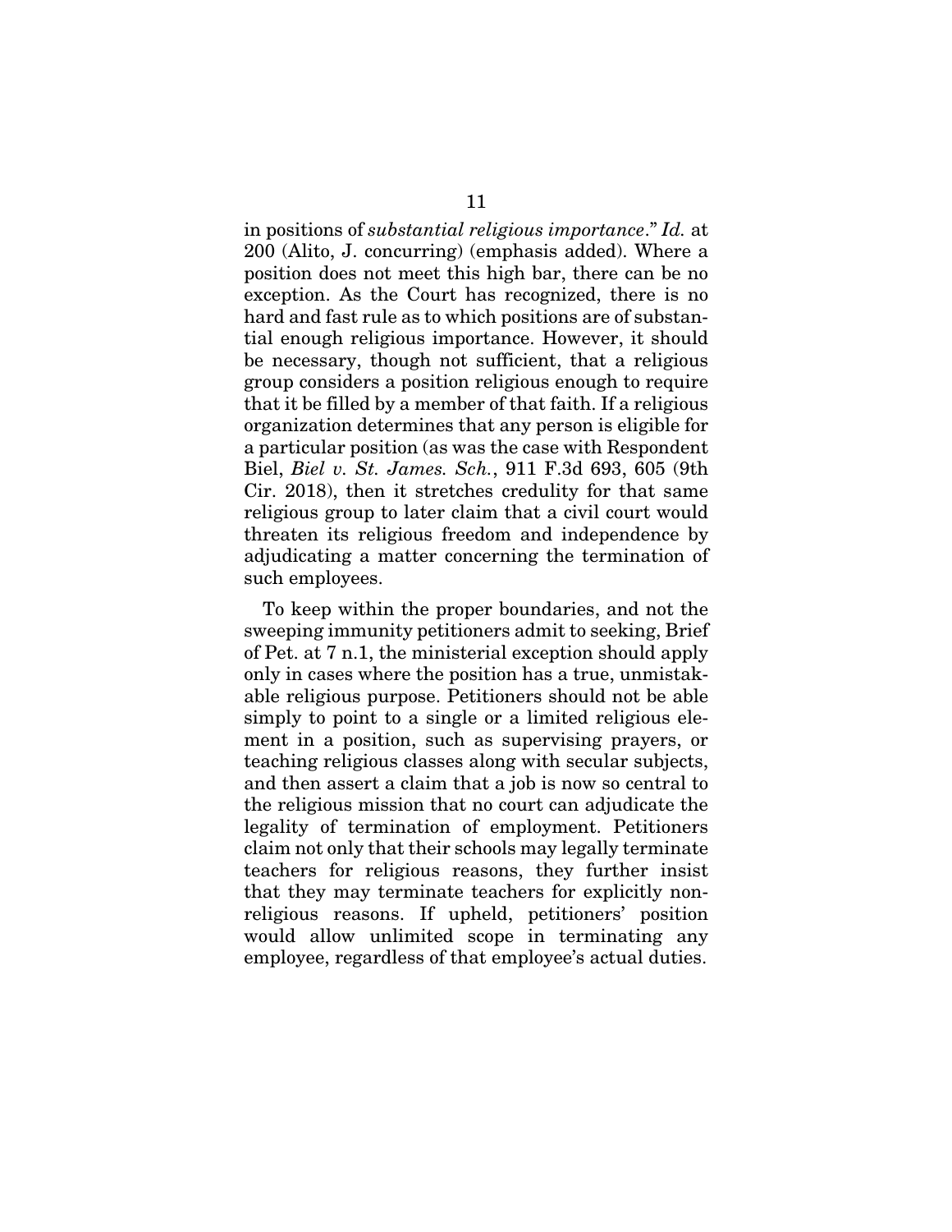in positions of *substantial religious importance*." *Id.* at 200 (Alito, J. concurring) (emphasis added). Where a position does not meet this high bar, there can be no exception. As the Court has recognized, there is no hard and fast rule as to which positions are of substantial enough religious importance. However, it should be necessary, though not sufficient, that a religious group considers a position religious enough to require that it be filled by a member of that faith. If a religious organization determines that any person is eligible for a particular position (as was the case with Respondent Biel, *Biel v. St. James. Sch.*, 911 F.3d 693, 605 (9th Cir. 2018), then it stretches credulity for that same religious group to later claim that a civil court would threaten its religious freedom and independence by adjudicating a matter concerning the termination of such employees.

To keep within the proper boundaries, and not the sweeping immunity petitioners admit to seeking, Brief of Pet. at 7 n.1, the ministerial exception should apply only in cases where the position has a true, unmistakable religious purpose. Petitioners should not be able simply to point to a single or a limited religious element in a position, such as supervising prayers, or teaching religious classes along with secular subjects, and then assert a claim that a job is now so central to the religious mission that no court can adjudicate the legality of termination of employment. Petitioners claim not only that their schools may legally terminate teachers for religious reasons, they further insist that they may terminate teachers for explicitly non-religious reasons. If upheld, petitioners' position would allow unlimited scope in terminating any employee, regardless of that employee's actual duties.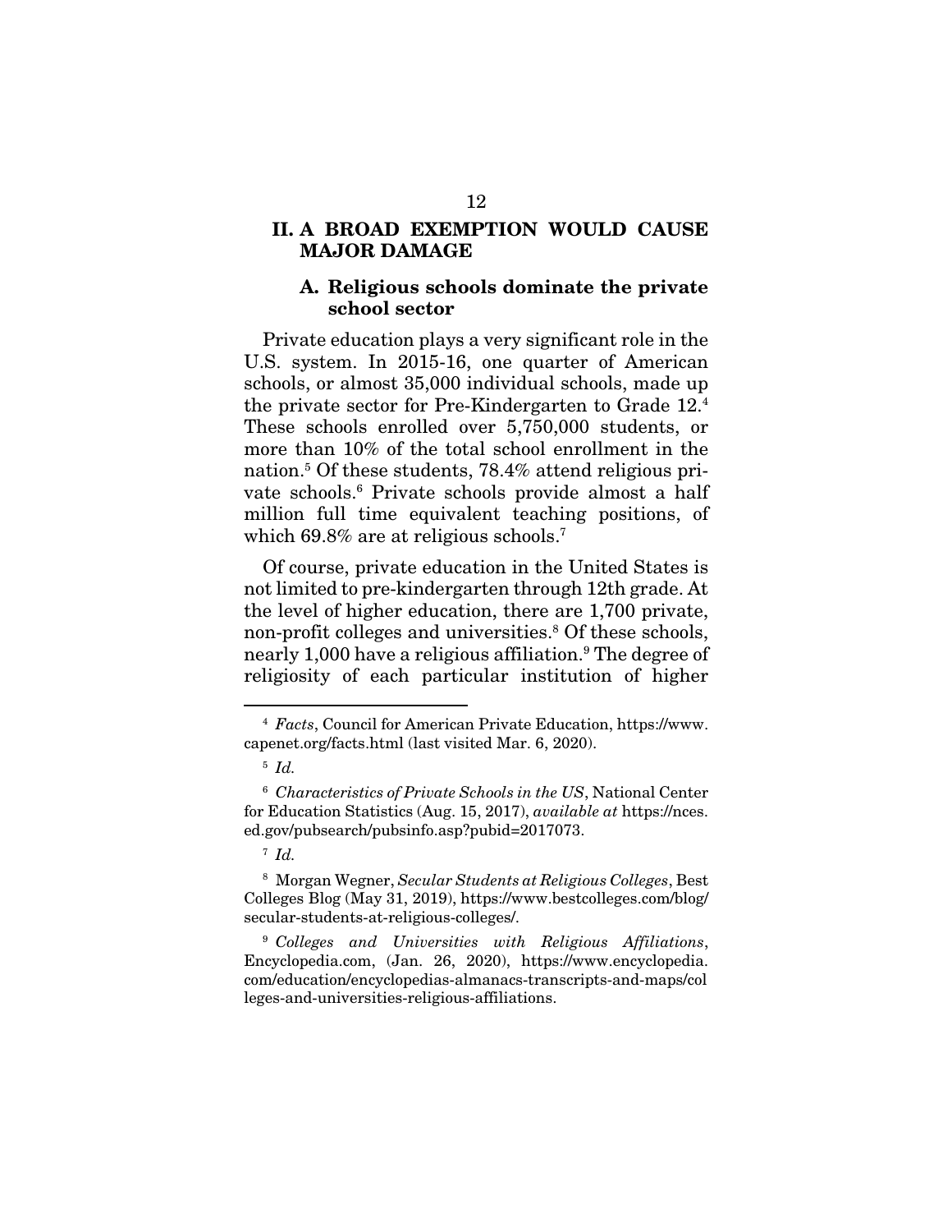## II. A BROAD EXEMPTION WOULD CAUSE MAJOR DAMAGE

### A. Religious schools dominate the private school sector

Private education plays a very significant role in the U.S. system. In 2015-16, one quarter of American schools, or almost 35,000 individual schools, made up the private sector for Pre-Kindergarten to Grade 12.[4] These schools enrolled over 5,750,000 students, or more than 10% of the total school enrollment in the nation.[5] Of these students, 78.4% attend religious private schools.[6] Private schools provide almost a half million full time equivalent teaching positions, of which 69.8% are at religious schools.[7]

Of course, private education in the United States is not limited to pre-kindergarten through 12th grade. At the level of higher education, there are 1,700 private, non-profit colleges and universities.[8] Of these schools, nearly 1,000 have a religious affiliation.[9] The degree of religiosity of each particular institution of higher

---

[4] *Facts*, Council for American Private Education, https://www.capenet.org/facts.html (last visited Mar. 6, 2020).

[5] *Id.*

[6] *Characteristics of Private Schools in the US*, National Center for Education Statistics (Aug. 15, 2017), *available at* https://nces.ed.gov/pubsearch/pubsinfo.asp?pubid=2017073.

[7] *Id.*

[8] Morgan Wegner, *Secular Students at Religious Colleges*, Best Colleges Blog (May 31, 2019), https://www.bestcolleges.com/blog/secular-students-at-religious-colleges/.

[9] *Colleges and Universities with Religious Affiliations*, Encyclopedia.com, (Jan. 26, 2020), https://www.encyclopedia.com/education/encyclopedias-almanacs-transcripts-and-maps/colleges-and-universities-religious-affiliations.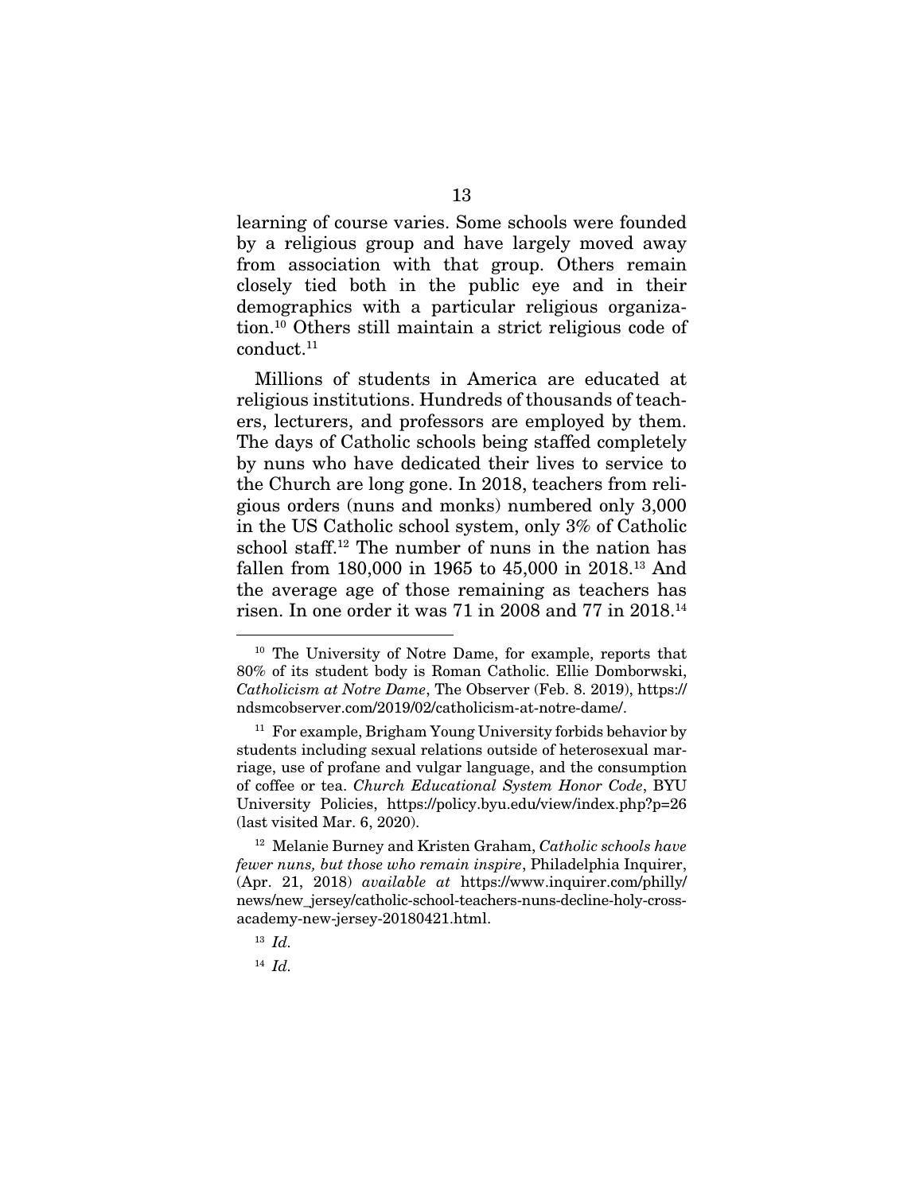learning of course varies. Some schools were founded by a religious group and have largely moved away from association with that group. Others remain closely tied both in the public eye and in their demographics with a particular religious organization.[10] Others still maintain a strict religious code of conduct.[11]

Millions of students in America are educated at religious institutions. Hundreds of thousands of teachers, lecturers, and professors are employed by them. The days of Catholic schools being staffed completely by nuns who have dedicated their lives to service to the Church are long gone. In 2018, teachers from religious orders (nuns and monks) numbered only 3,000 in the US Catholic school system, only 3% of Catholic school staff.[12] The number of nuns in the nation has fallen from 180,000 in 1965 to 45,000 in 2018.[13] And the average age of those remaining as teachers has risen. In one order it was 71 in 2008 and 77 in 2018.[14]

---

[10] The University of Notre Dame, for example, reports that 80% of its student body is Roman Catholic. Ellie Domborwski, *Catholicism at Notre Dame*, The Observer (Feb. 8. 2019), https://ndsmcobserver.com/2019/02/catholicism-at-notre-dame/.

[11] For example, Brigham Young University forbids behavior by students including sexual relations outside of heterosexual marriage, use of profane and vulgar language, and the consumption of coffee or tea. *Church Educational System Honor Code*, BYU University Policies, https://policy.byu.edu/view/index.php?p=26 (last visited Mar. 6, 2020).

[12] Melanie Burney and Kristen Graham, *Catholic schools have fewer nuns, but those who remain inspire*, Philadelphia Inquirer, (Apr. 21, 2018) *available at* https://www.inquirer.com/philly/news/new_jersey/catholic-school-teachers-nuns-decline-holy-cross-academy-new-jersey-20180421.html.

[13] *Id.*

[14] *Id.*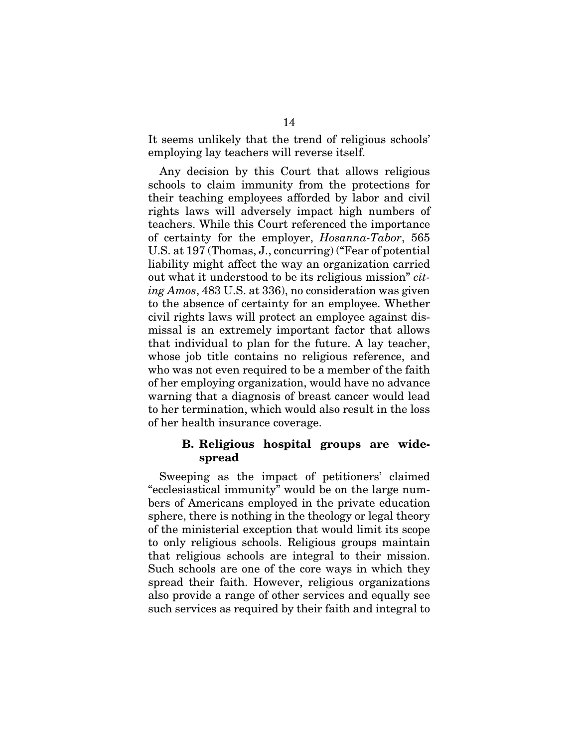It seems unlikely that the trend of religious schools' employing lay teachers will reverse itself.

Any decision by this Court that allows religious schools to claim immunity from the protections for their teaching employees afforded by labor and civil rights laws will adversely impact high numbers of teachers. While this Court referenced the importance of certainty for the employer, *Hosanna-Tabor*, 565 U.S. at 197 (Thomas, J., concurring) ("Fear of potential liability might affect the way an organization carried out what it understood to be its religious mission" *citing Amos*, 483 U.S. at 336), no consideration was given to the absence of certainty for an employee. Whether civil rights laws will protect an employee against dismissal is an extremely important factor that allows that individual to plan for the future. A lay teacher, whose job title contains no religious reference, and who was not even required to be a member of the faith of her employing organization, would have no advance warning that a diagnosis of breast cancer would lead to her termination, which would also result in the loss of her health insurance coverage.

### B. Religious hospital groups are widespread

Sweeping as the impact of petitioners' claimed "ecclesiastical immunity" would be on the large numbers of Americans employed in the private education sphere, there is nothing in the theology or legal theory of the ministerial exception that would limit its scope to only religious schools. Religious groups maintain that religious schools are integral to their mission. Such schools are one of the core ways in which they spread their faith. However, religious organizations also provide a range of other services and equally see such services as required by their faith and integral to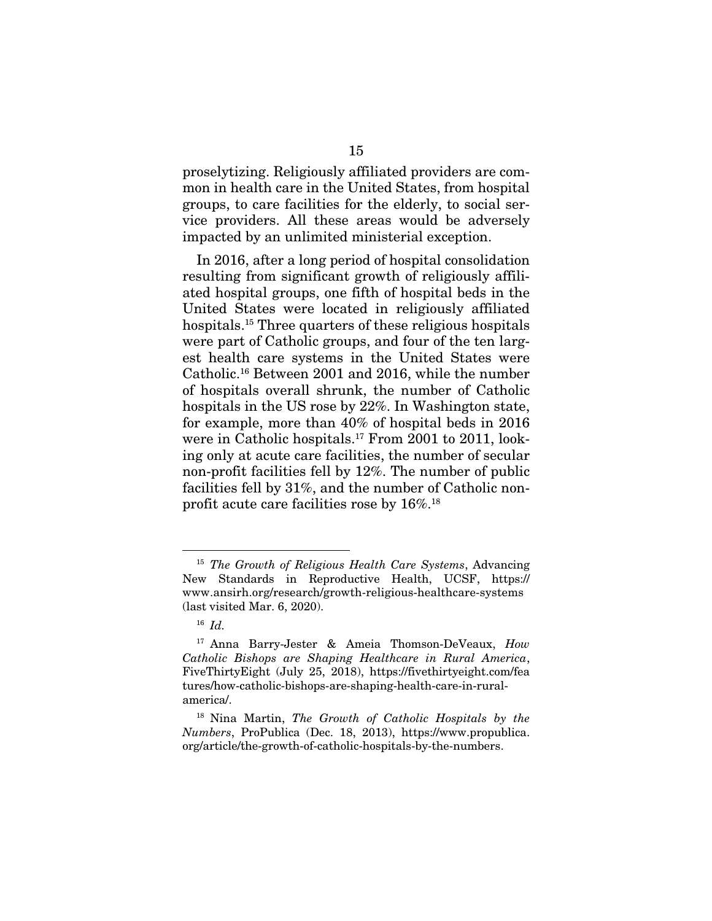proselytizing. Religiously affiliated providers are common in health care in the United States, from hospital groups, to care facilities for the elderly, to social service providers. All these areas would be adversely impacted by an unlimited ministerial exception.

In 2016, after a long period of hospital consolidation resulting from significant growth of religiously affiliated hospital groups, one fifth of hospital beds in the United States were located in religiously affiliated hospitals.[15] Three quarters of these religious hospitals were part of Catholic groups, and four of the ten largest health care systems in the United States were Catholic.[16] Between 2001 and 2016, while the number of hospitals overall shrunk, the number of Catholic hospitals in the US rose by 22%. In Washington state, for example, more than 40% of hospital beds in 2016 were in Catholic hospitals.[17] From 2001 to 2011, looking only at acute care facilities, the number of secular non-profit facilities fell by 12%. The number of public facilities fell by 31%, and the number of Catholic non-profit acute care facilities rose by 16%.[18]

---

[15] *The Growth of Religious Health Care Systems*, Advancing New Standards in Reproductive Health, UCSF, https://www.ansirh.org/research/growth-religious-healthcare-systems (last visited Mar. 6, 2020).

[16] *Id.*

[17] Anna Barry-Jester & Ameia Thomson-DeVeaux, *How Catholic Bishops are Shaping Healthcare in Rural America*, FiveThirtyEight (July 25, 2018), https://fivethirtyeight.com/features/how-catholic-bishops-are-shaping-health-care-in-rural-america/.

[18] Nina Martin, *The Growth of Catholic Hospitals by the Numbers*, ProPublica (Dec. 18, 2013), https://www.propublica.org/article/the-growth-of-catholic-hospitals-by-the-numbers.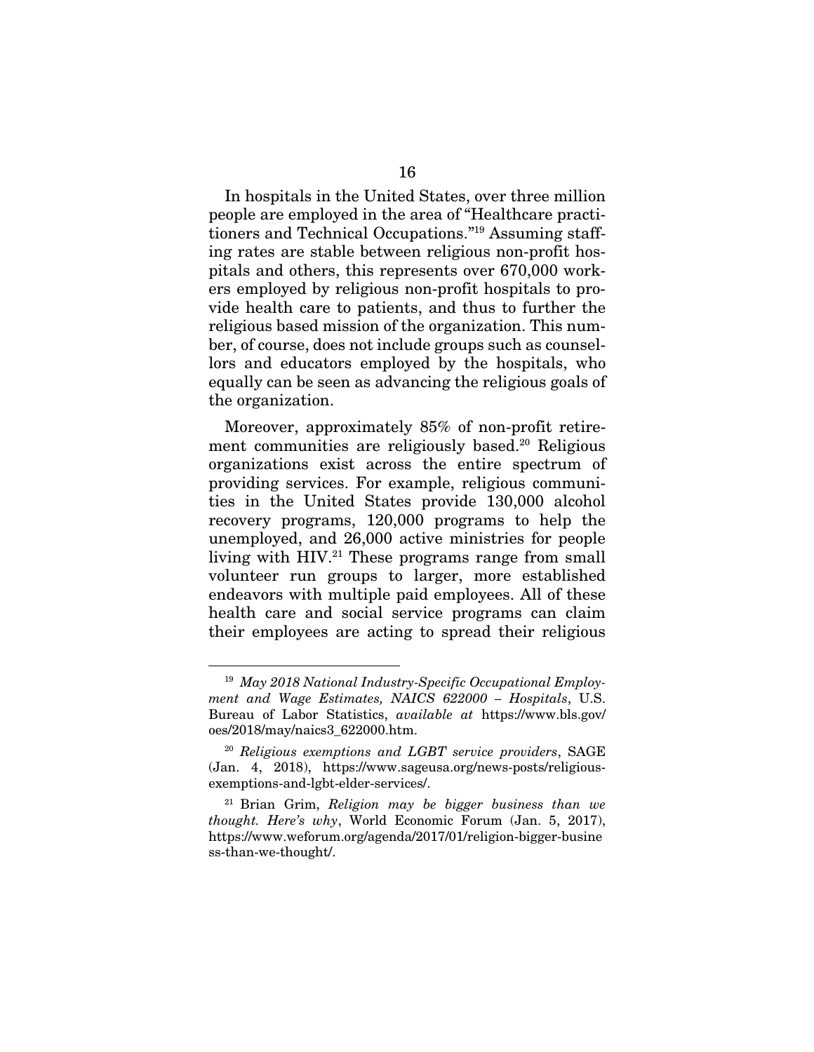In hospitals in the United States, over three million people are employed in the area of "Healthcare practitioners and Technical Occupations."[19] Assuming staffing rates are stable between religious non-profit hospitals and others, this represents over 670,000 workers employed by religious non-profit hospitals to provide health care to patients, and thus to further the religious based mission of the organization. This number, of course, does not include groups such as counsellors and educators employed by the hospitals, who equally can be seen as advancing the religious goals of the organization.

Moreover, approximately 85% of non-profit retirement communities are religiously based.[20] Religious organizations exist across the entire spectrum of providing services. For example, religious communities in the United States provide 130,000 alcohol recovery programs, 120,000 programs to help the unemployed, and 26,000 active ministries for people living with HIV.[21] These programs range from small volunteer run groups to larger, more established endeavors with multiple paid employees. All of these health care and social service programs can claim their employees are acting to spread their religious

---

[19] *May 2018 National Industry-Specific Occupational Employment and Wage Estimates, NAICS 622000 – Hospitals*, U.S. Bureau of Labor Statistics, *available at* https://www.bls.gov/oes/2018/may/naics3_622000.htm.

[20] *Religious exemptions and LGBT service providers*, SAGE (Jan. 4, 2018), https://www.sageusa.org/news-posts/religious-exemptions-and-lgbt-elder-services/.

[21] Brian Grim, *Religion may be bigger business than we thought. Here's why*, World Economic Forum (Jan. 5, 2017), https://www.weforum.org/agenda/2017/01/religion-bigger-business-than-we-thought/.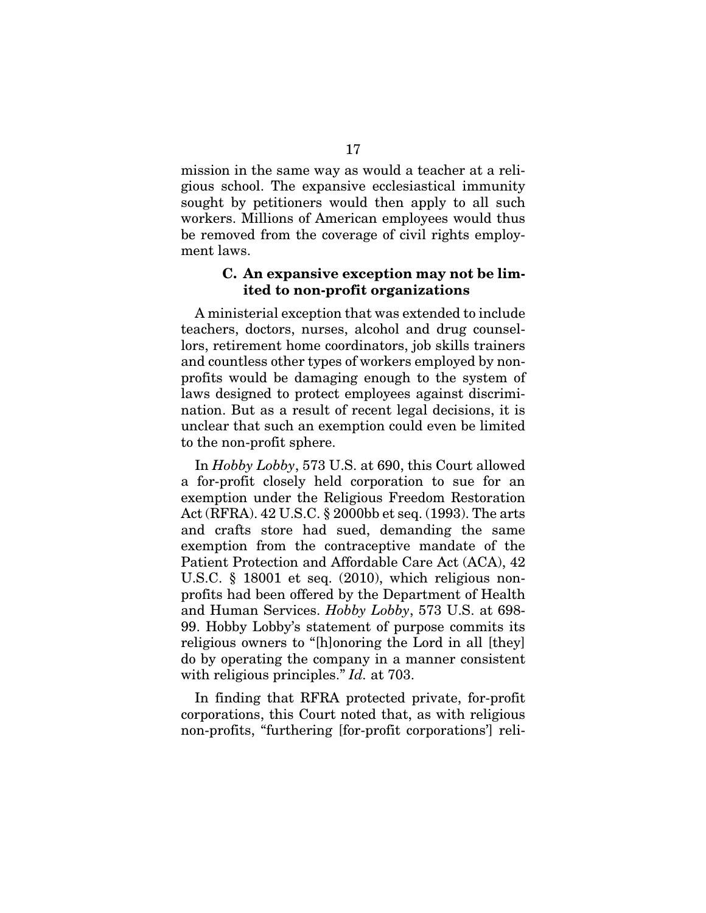mission in the same way as would a teacher at a religious school. The expansive ecclesiastical immunity sought by petitioners would then apply to all such workers. Millions of American employees would thus be removed from the coverage of civil rights employment laws.

### C. An expansive exception may not be limited to non-profit organizations

A ministerial exception that was extended to include teachers, doctors, nurses, alcohol and drug counsellors, retirement home coordinators, job skills trainers and countless other types of workers employed by non-profits would be damaging enough to the system of laws designed to protect employees against discrimination. But as a result of recent legal decisions, it is unclear that such an exemption could even be limited to the non-profit sphere.

In *Hobby Lobby*, 573 U.S. at 690, this Court allowed a for-profit closely held corporation to sue for an exemption under the Religious Freedom Restoration Act (RFRA). 42 U.S.C. § 2000bb et seq. (1993). The arts and crafts store had sued, demanding the same exemption from the contraceptive mandate of the Patient Protection and Affordable Care Act (ACA), 42 U.S.C. § 18001 et seq. (2010), which religious non-profits had been offered by the Department of Health and Human Services. *Hobby Lobby*, 573 U.S. at 698-99. Hobby Lobby's statement of purpose commits its religious owners to "[h]onoring the Lord in all [they] do by operating the company in a manner consistent with religious principles." *Id.* at 703.

In finding that RFRA protected private, for-profit corporations, this Court noted that, as with religious non-profits, "furthering [for-profit corporations'] reli-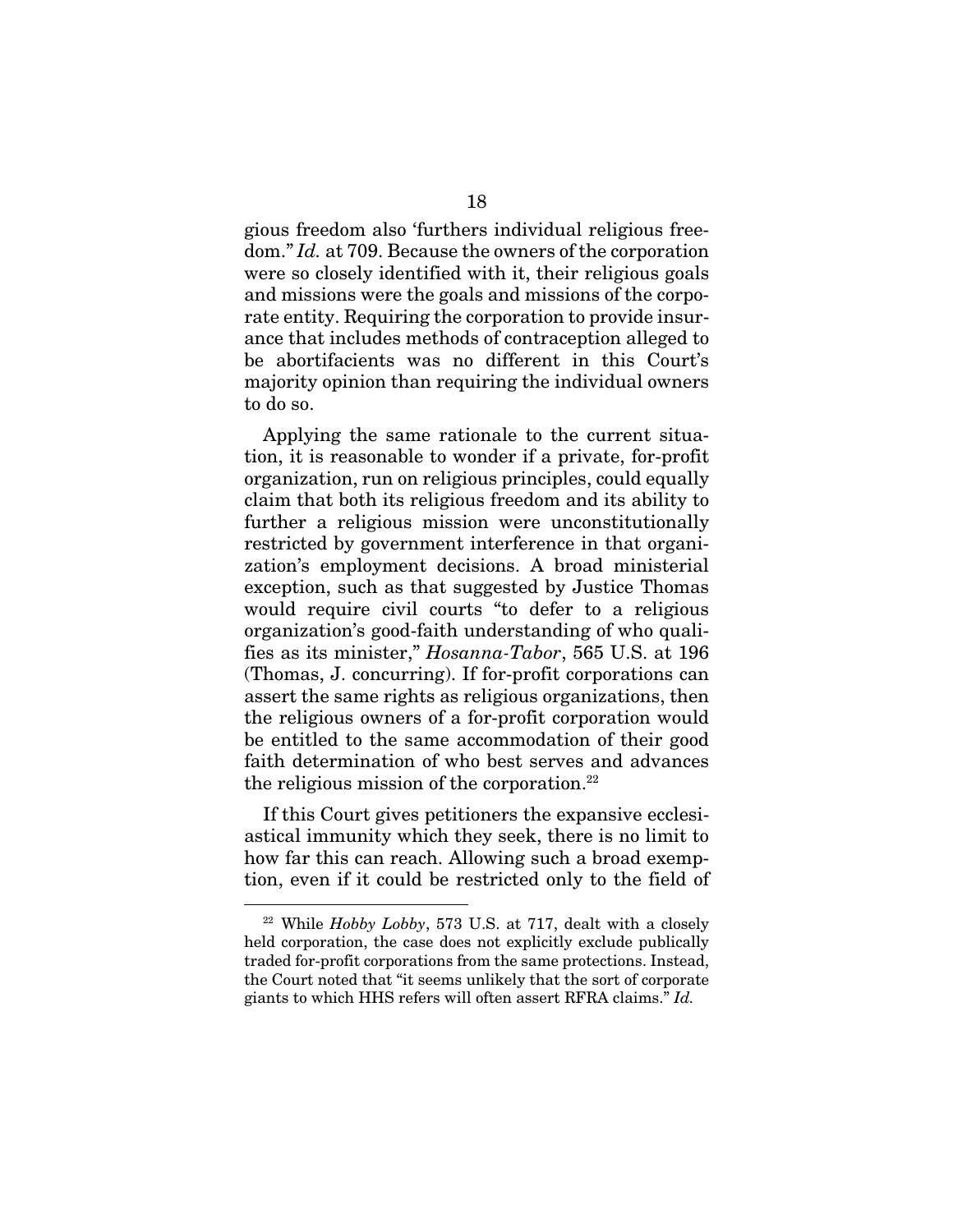gious freedom also 'furthers individual religious freedom." *Id.* at 709. Because the owners of the corporation were so closely identified with it, their religious goals and missions were the goals and missions of the corporate entity. Requiring the corporation to provide insurance that includes methods of contraception alleged to be abortifacients was no different in this Court's majority opinion than requiring the individual owners to do so.

Applying the same rationale to the current situation, it is reasonable to wonder if a private, for-profit organization, run on religious principles, could equally claim that both its religious freedom and its ability to further a religious mission were unconstitutionally restricted by government interference in that organization's employment decisions. A broad ministerial exception, such as that suggested by Justice Thomas would require civil courts "to defer to a religious organization's good-faith understanding of who qualifies as its minister," *Hosanna-Tabor*, 565 U.S. at 196 (Thomas, J. concurring). If for-profit corporations can assert the same rights as religious organizations, then the religious owners of a for-profit corporation would be entitled to the same accommodation of their good faith determination of who best serves and advances the religious mission of the corporation.[22]

If this Court gives petitioners the expansive ecclesiastical immunity which they seek, there is no limit to how far this can reach. Allowing such a broad exemption, even if it could be restricted only to the field of

---

[22] While *Hobby Lobby*, 573 U.S. at 717, dealt with a closely held corporation, the case does not explicitly exclude publically traded for-profit corporations from the same protections. Instead, the Court noted that "it seems unlikely that the sort of corporate giants to which HHS refers will often assert RFRA claims." *Id.*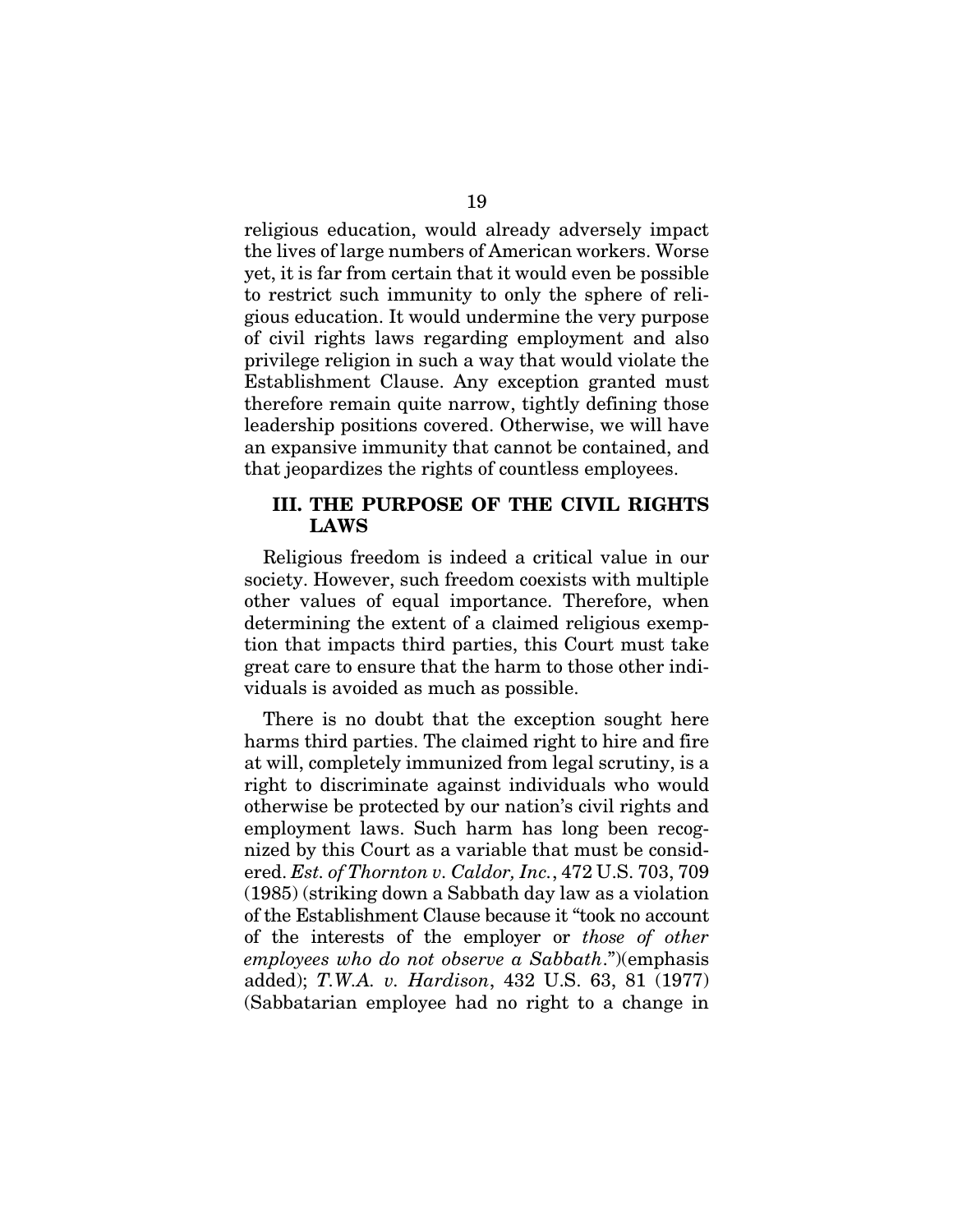religious education, would already adversely impact the lives of large numbers of American workers. Worse yet, it is far from certain that it would even be possible to restrict such immunity to only the sphere of religious education. It would undermine the very purpose of civil rights laws regarding employment and also privilege religion in such a way that would violate the Establishment Clause. Any exception granted must therefore remain quite narrow, tightly defining those leadership positions covered. Otherwise, we will have an expansive immunity that cannot be contained, and that jeopardizes the rights of countless employees.

## III. THE PURPOSE OF THE CIVIL RIGHTS LAWS

Religious freedom is indeed a critical value in our society. However, such freedom coexists with multiple other values of equal importance. Therefore, when determining the extent of a claimed religious exemption that impacts third parties, this Court must take great care to ensure that the harm to those other individuals is avoided as much as possible.

There is no doubt that the exception sought here harms third parties. The claimed right to hire and fire at will, completely immunized from legal scrutiny, is a right to discriminate against individuals who would otherwise be protected by our nation's civil rights and employment laws. Such harm has long been recognized by this Court as a variable that must be considered. *Est. of Thornton v. Caldor, Inc.*, 472 U.S. 703, 709 (1985) (striking down a Sabbath day law as a violation of the Establishment Clause because it "took no account of the interests of the employer or *those of other employees who do not observe a Sabbath*.")(emphasis added); *T.W.A. v. Hardison*, 432 U.S. 63, 81 (1977) (Sabbatarian employee had no right to a change in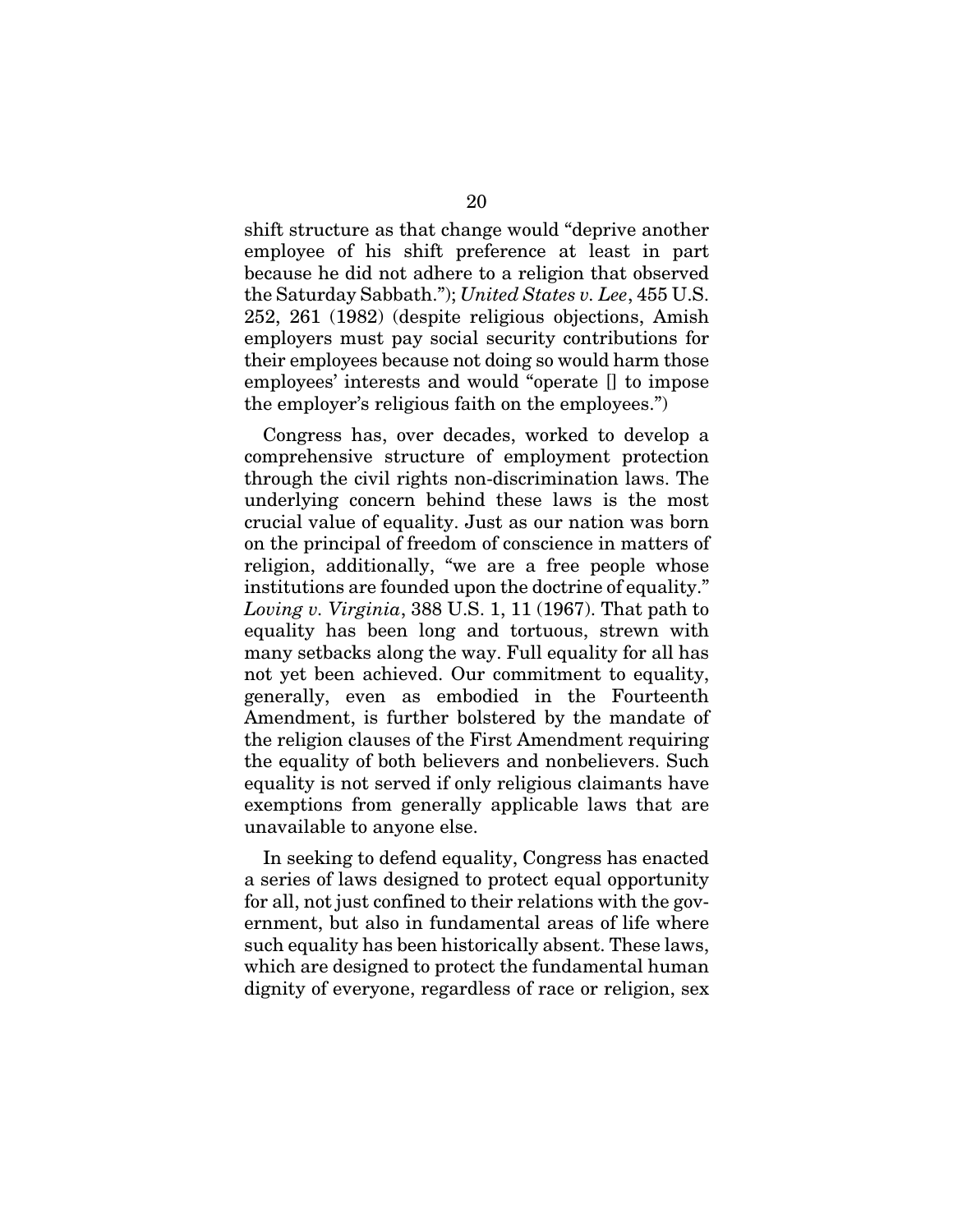shift structure as that change would "deprive another employee of his shift preference at least in part because he did not adhere to a religion that observed the Saturday Sabbath."); *United States v. Lee*, 455 U.S. 252, 261 (1982) (despite religious objections, Amish employers must pay social security contributions for their employees because not doing so would harm those employees' interests and would "operate [] to impose the employer's religious faith on the employees.")

Congress has, over decades, worked to develop a comprehensive structure of employment protection through the civil rights non-discrimination laws. The underlying concern behind these laws is the most crucial value of equality. Just as our nation was born on the principal of freedom of conscience in matters of religion, additionally, "we are a free people whose institutions are founded upon the doctrine of equality." *Loving v. Virginia*, 388 U.S. 1, 11 (1967). That path to equality has been long and tortuous, strewn with many setbacks along the way. Full equality for all has not yet been achieved. Our commitment to equality, generally, even as embodied in the Fourteenth Amendment, is further bolstered by the mandate of the religion clauses of the First Amendment requiring the equality of both believers and nonbelievers. Such equality is not served if only religious claimants have exemptions from generally applicable laws that are unavailable to anyone else.

In seeking to defend equality, Congress has enacted a series of laws designed to protect equal opportunity for all, not just confined to their relations with the government, but also in fundamental areas of life where such equality has been historically absent. These laws, which are designed to protect the fundamental human dignity of everyone, regardless of race or religion, sex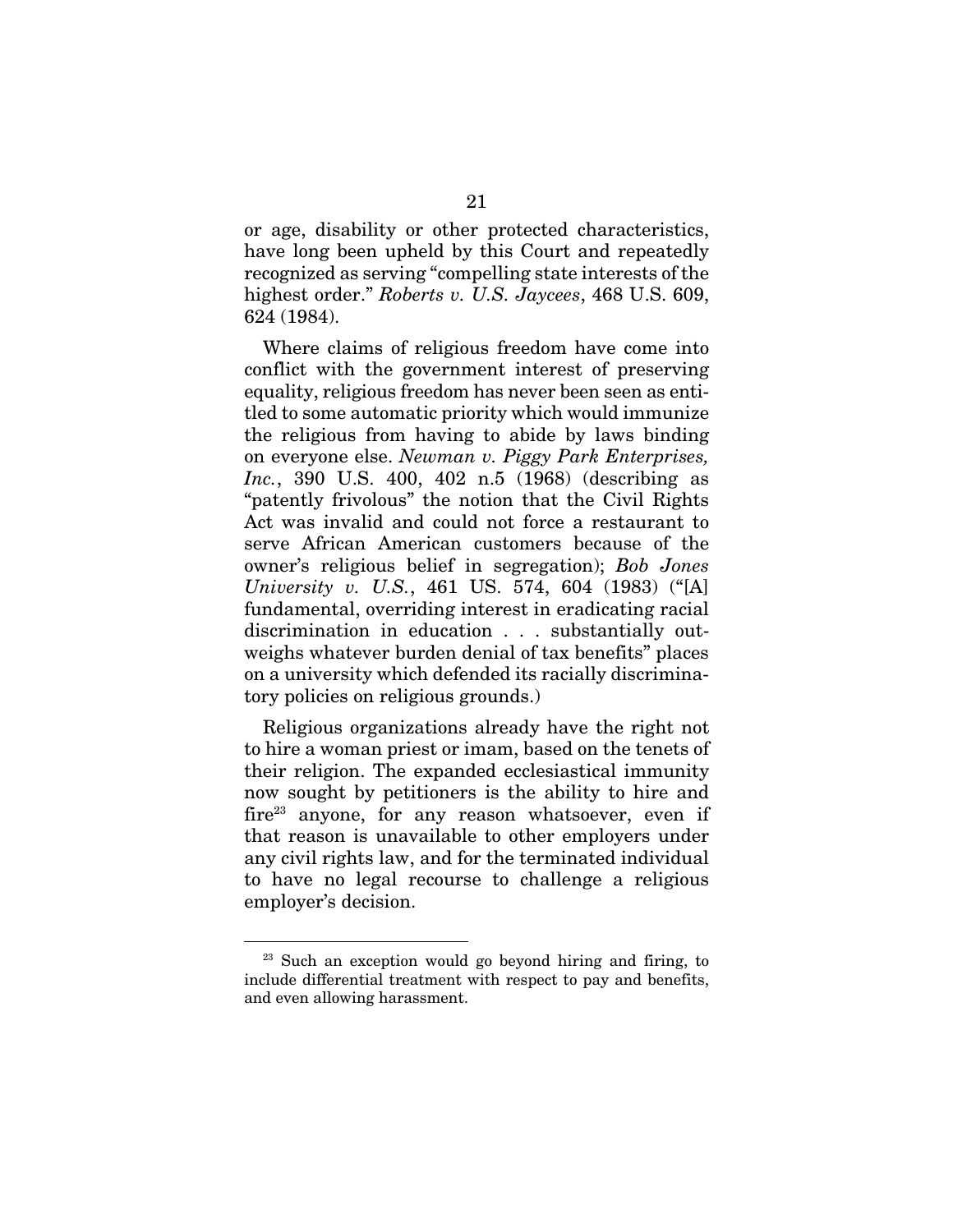or age, disability or other protected characteristics, have long been upheld by this Court and repeatedly recognized as serving "compelling state interests of the highest order." *Roberts v. U.S. Jaycees*, 468 U.S. 609, 624 (1984).

Where claims of religious freedom have come into conflict with the government interest of preserving equality, religious freedom has never been seen as entitled to some automatic priority which would immunize the religious from having to abide by laws binding on everyone else. *Newman v. Piggy Park Enterprises, Inc.*, 390 U.S. 400, 402 n.5 (1968) (describing as "patently frivolous" the notion that the Civil Rights Act was invalid and could not force a restaurant to serve African American customers because of the owner's religious belief in segregation); *Bob Jones University v. U.S.*, 461 US. 574, 604 (1983) ("[A] fundamental, overriding interest in eradicating racial discrimination in education . . . substantially outweighs whatever burden denial of tax benefits" places on a university which defended its racially discriminatory policies on religious grounds.)

Religious organizations already have the right not to hire a woman priest or imam, based on the tenets of their religion. The expanded ecclesiastical immunity now sought by petitioners is the ability to hire and fire[23] anyone, for any reason whatsoever, even if that reason is unavailable to other employers under any civil rights law, and for the terminated individual to have no legal recourse to challenge a religious employer's decision.

---

[23] Such an exception would go beyond hiring and firing, to include differential treatment with respect to pay and benefits, and even allowing harassment.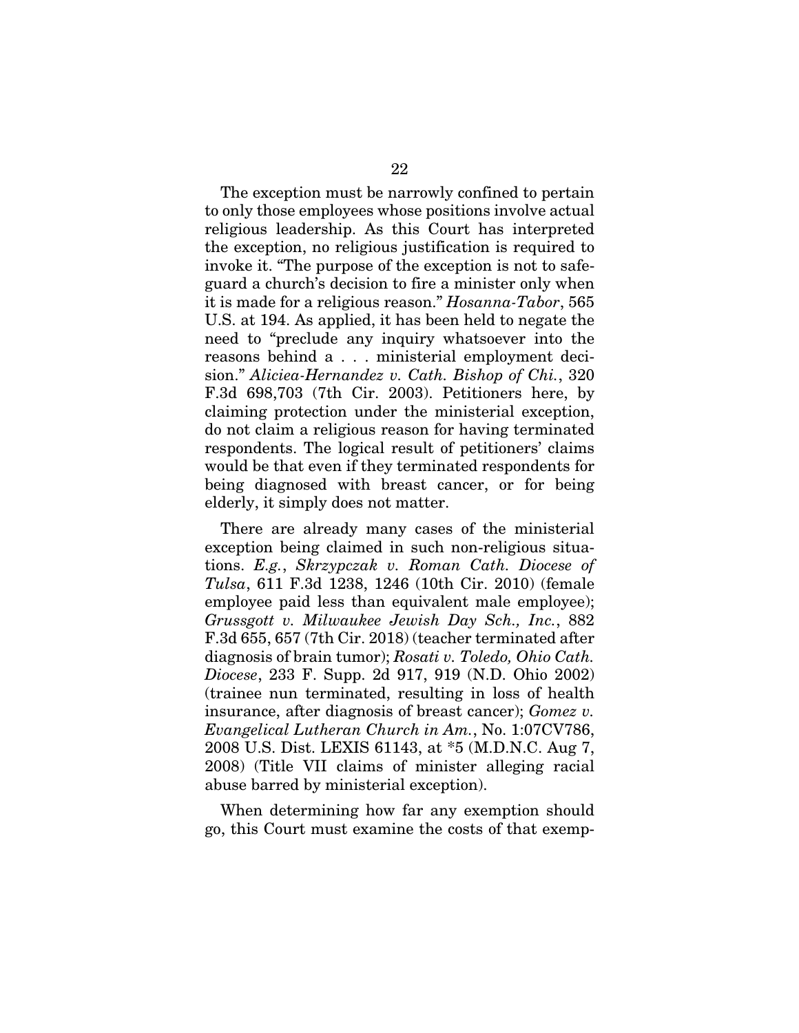The exception must be narrowly confined to pertain to only those employees whose positions involve actual religious leadership. As this Court has interpreted the exception, no religious justification is required to invoke it. "The purpose of the exception is not to safeguard a church's decision to fire a minister only when it is made for a religious reason." *Hosanna-Tabor*, 565 U.S. at 194. As applied, it has been held to negate the need to "preclude any inquiry whatsoever into the reasons behind a . . . ministerial employment decision." *Aliciea-Hernandez v. Cath. Bishop of Chi.*, 320 F.3d 698,703 (7th Cir. 2003). Petitioners here, by claiming protection under the ministerial exception, do not claim a religious reason for having terminated respondents. The logical result of petitioners' claims would be that even if they terminated respondents for being diagnosed with breast cancer, or for being elderly, it simply does not matter.

There are already many cases of the ministerial exception being claimed in such non-religious situations. *E.g.*, *Skrzypczak v. Roman Cath. Diocese of Tulsa*, 611 F.3d 1238, 1246 (10th Cir. 2010) (female employee paid less than equivalent male employee); *Grussgott v. Milwaukee Jewish Day Sch., Inc.*, 882 F.3d 655, 657 (7th Cir. 2018) (teacher terminated after diagnosis of brain tumor); *Rosati v. Toledo, Ohio Cath. Diocese*, 233 F. Supp. 2d 917, 919 (N.D. Ohio 2002) (trainee nun terminated, resulting in loss of health insurance, after diagnosis of breast cancer); *Gomez v. Evangelical Lutheran Church in Am.*, No. 1:07CV786, 2008 U.S. Dist. LEXIS 61143, at *5 (M.D.N.C. Aug 7, 2008) (Title VII claims of minister alleging racial abuse barred by ministerial exception).

When determining how far any exemption should go, this Court must examine the costs of that exemp-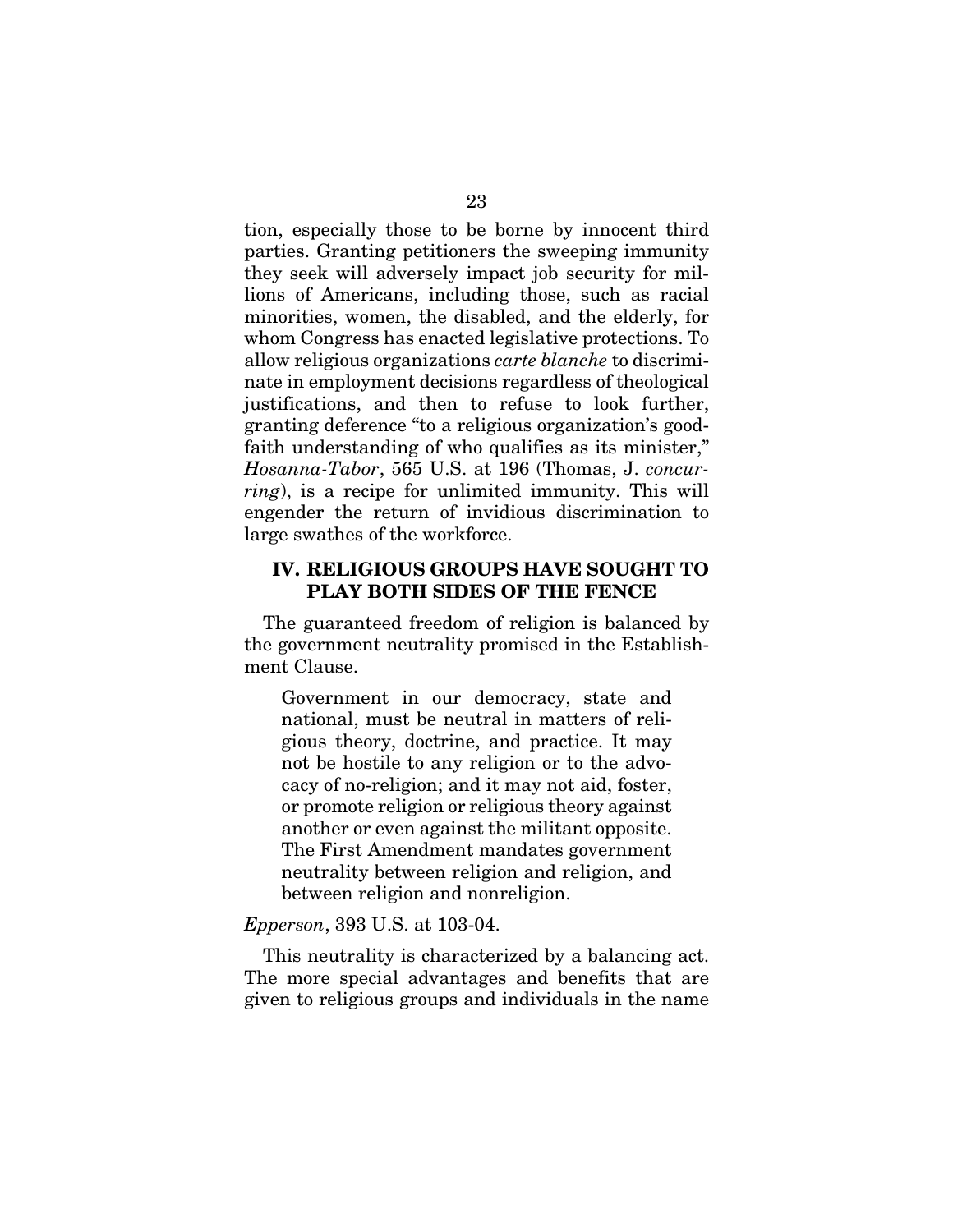tion, especially those to be borne by innocent third parties. Granting petitioners the sweeping immunity they seek will adversely impact job security for millions of Americans, including those, such as racial minorities, women, the disabled, and the elderly, for whom Congress has enacted legislative protections. To allow religious organizations *carte blanche* to discriminate in employment decisions regardless of theological justifications, and then to refuse to look further, granting deference "to a religious organization's good-faith understanding of who qualifies as its minister," *Hosanna-Tabor*, 565 U.S. at 196 (Thomas, J. *concurring*), is a recipe for unlimited immunity. This will engender the return of invidious discrimination to large swathes of the workforce.

## IV. RELIGIOUS GROUPS HAVE SOUGHT TO PLAY BOTH SIDES OF THE FENCE

The guaranteed freedom of religion is balanced by the government neutrality promised in the Establishment Clause.

> Government in our democracy, state and national, must be neutral in matters of religious theory, doctrine, and practice. It may not be hostile to any religion or to the advocacy of no-religion; and it may not aid, foster, or promote religion or religious theory against another or even against the militant opposite. The First Amendment mandates government neutrality between religion and religion, and between religion and nonreligion.

*Epperson*, 393 U.S. at 103-04.

This neutrality is characterized by a balancing act. The more special advantages and benefits that are given to religious groups and individuals in the name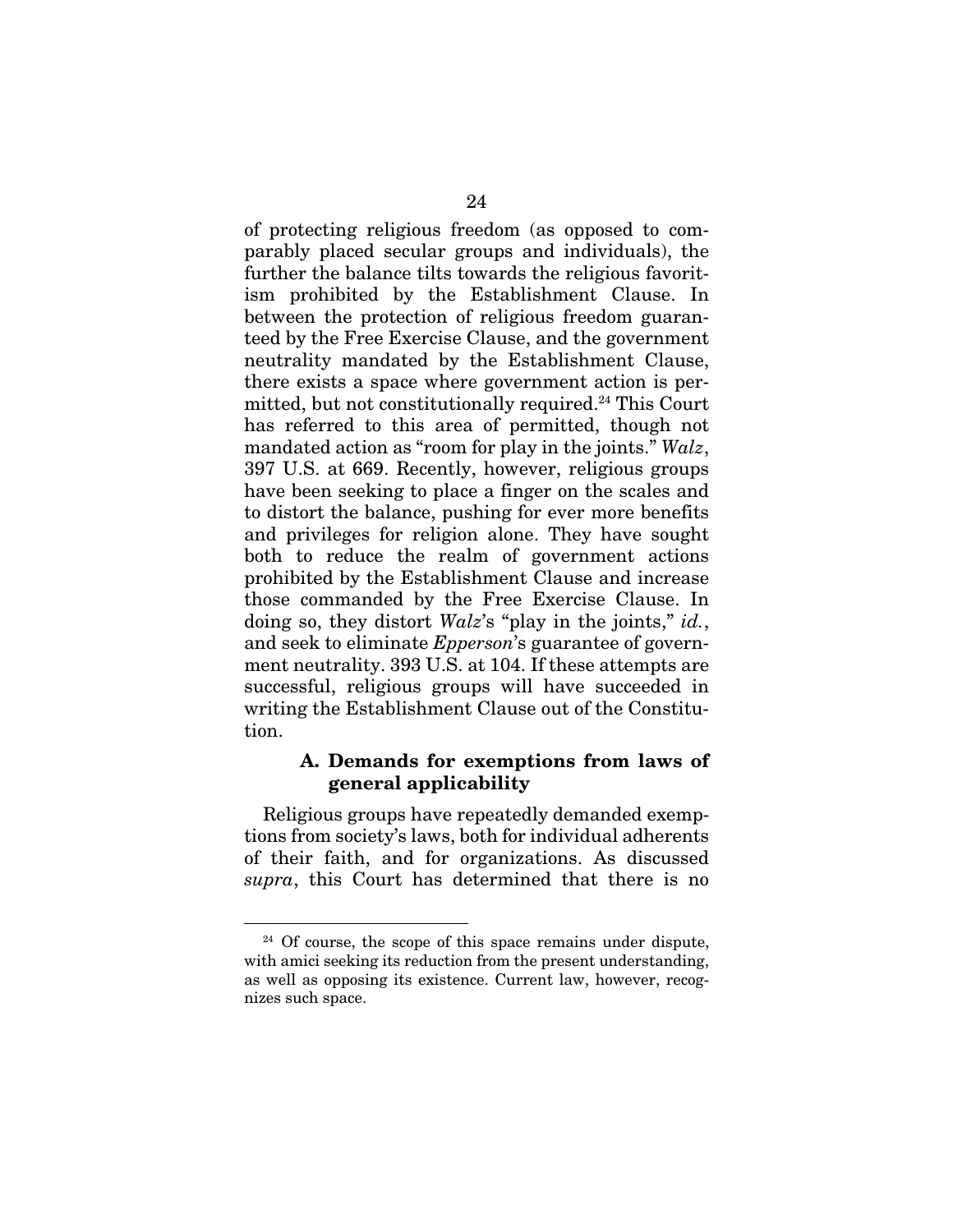of protecting religious freedom (as opposed to comparably placed secular groups and individuals), the further the balance tilts towards the religious favoritism prohibited by the Establishment Clause. In between the protection of religious freedom guaranteed by the Free Exercise Clause, and the government neutrality mandated by the Establishment Clause, there exists a space where government action is permitted, but not constitutionally required.[24] This Court has referred to this area of permitted, though not mandated action as "room for play in the joints." *Walz*, 397 U.S. at 669. Recently, however, religious groups have been seeking to place a finger on the scales and to distort the balance, pushing for ever more benefits and privileges for religion alone. They have sought both to reduce the realm of government actions prohibited by the Establishment Clause and increase those commanded by the Free Exercise Clause. In doing so, they distort *Walz*'s "play in the joints," *id.*, and seek to eliminate *Epperson*'s guarantee of government neutrality. 393 U.S. at 104. If these attempts are successful, religious groups will have succeeded in writing the Establishment Clause out of the Constitution.

### A. Demands for exemptions from laws of general applicability

Religious groups have repeatedly demanded exemptions from society's laws, both for individual adherents of their faith, and for organizations. As discussed *supra*, this Court has determined that there is no

---

[24] Of course, the scope of this space remains under dispute, with amici seeking its reduction from the present understanding, as well as opposing its existence. Current law, however, recognizes such space.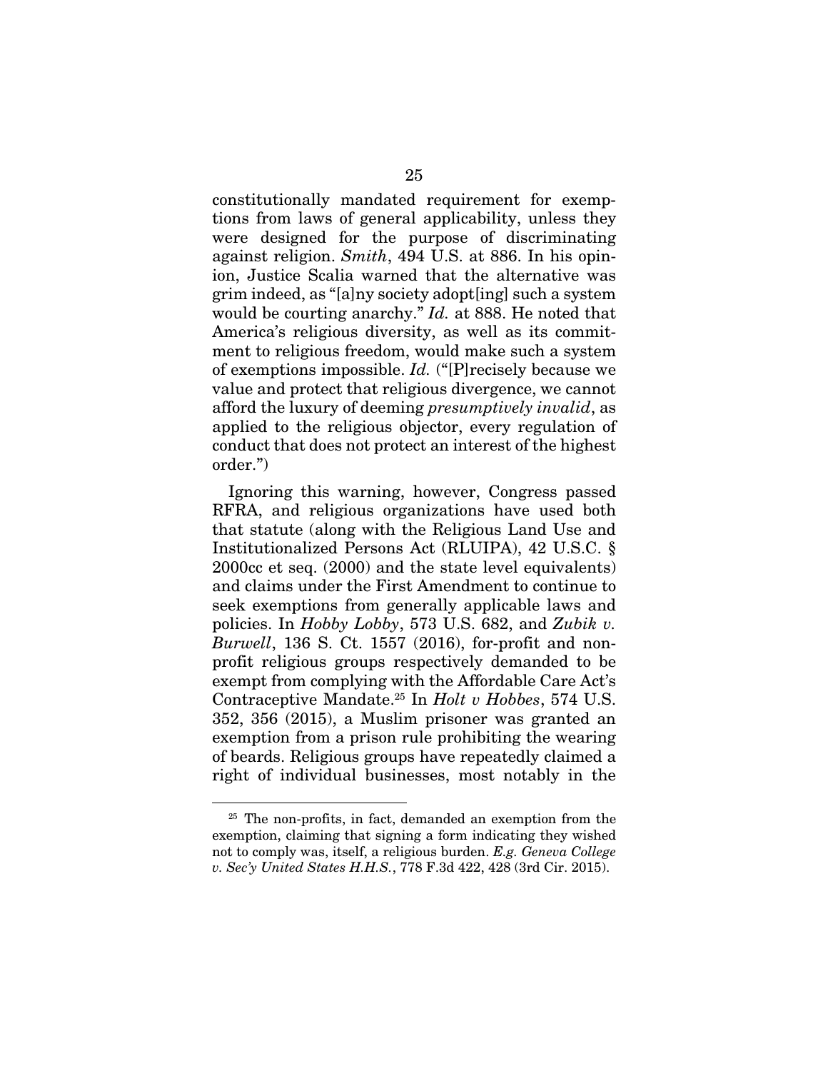constitutionally mandated requirement for exemptions from laws of general applicability, unless they were designed for the purpose of discriminating against religion. *Smith*, 494 U.S. at 886. In his opinion, Justice Scalia warned that the alternative was grim indeed, as "[a]ny society adopt[ing] such a system would be courting anarchy." *Id.* at 888. He noted that America's religious diversity, as well as its commitment to religious freedom, would make such a system of exemptions impossible. *Id.* ("[P]recisely because we value and protect that religious divergence, we cannot afford the luxury of deeming *presumptively invalid*, as applied to the religious objector, every regulation of conduct that does not protect an interest of the highest order.")

Ignoring this warning, however, Congress passed RFRA, and religious organizations have used both that statute (along with the Religious Land Use and Institutionalized Persons Act (RLUIPA), 42 U.S.C. § 2000cc et seq. (2000) and the state level equivalents) and claims under the First Amendment to continue to seek exemptions from generally applicable laws and policies. In *Hobby Lobby*, 573 U.S. 682, and *Zubik v. Burwell*, 136 S. Ct. 1557 (2016), for-profit and non-profit religious groups respectively demanded to be exempt from complying with the Affordable Care Act's Contraceptive Mandate.[25] In *Holt v Hobbes*, 574 U.S. 352, 356 (2015), a Muslim prisoner was granted an exemption from a prison rule prohibiting the wearing of beards. Religious groups have repeatedly claimed a right of individual businesses, most notably in the

---

[25] The non-profits, in fact, demanded an exemption from the exemption, claiming that signing a form indicating they wished not to comply was, itself, a religious burden. *E.g. Geneva College v. Sec'y United States H.H.S.*, 778 F.3d 422, 428 (3rd Cir. 2015).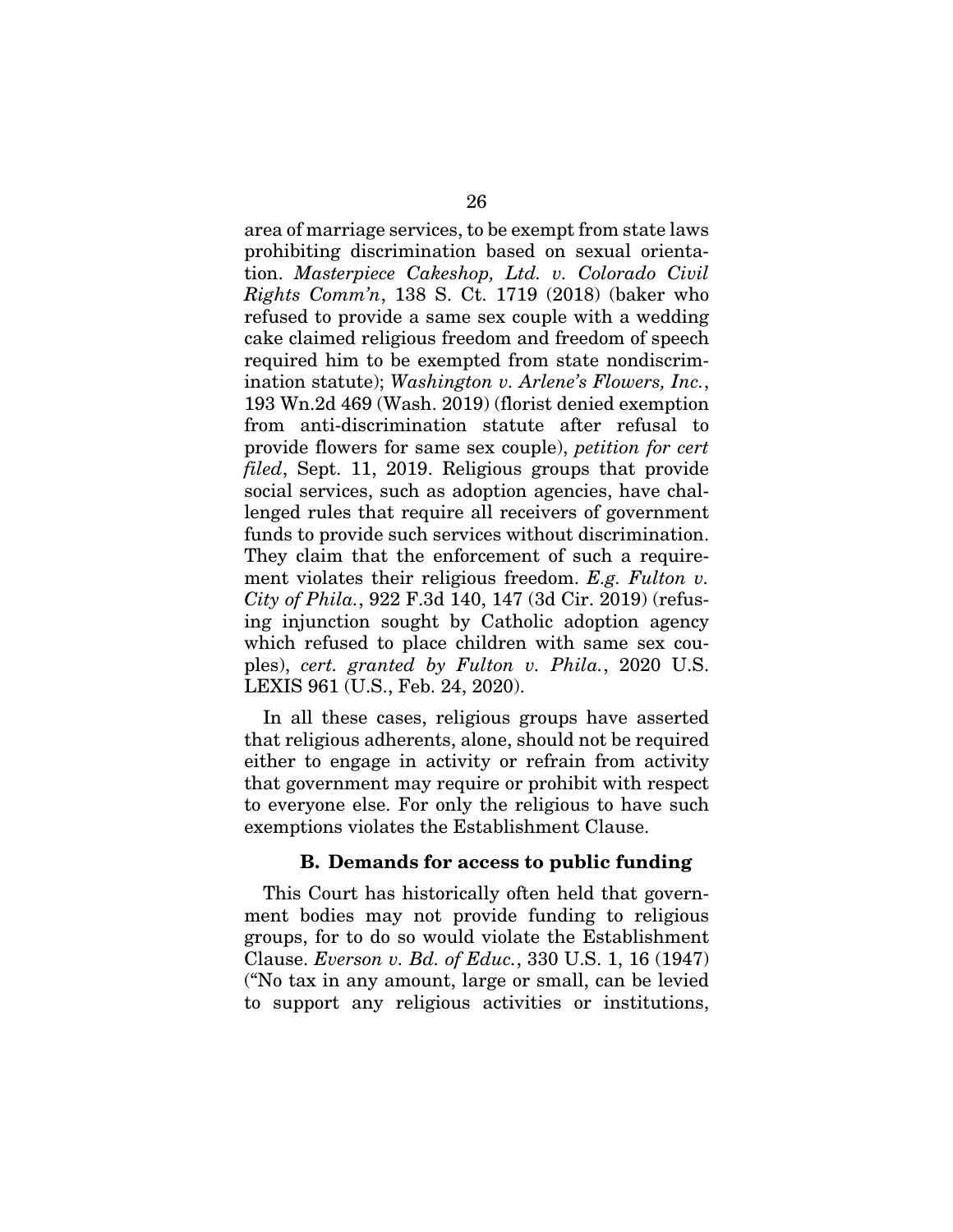area of marriage services, to be exempt from state laws prohibiting discrimination based on sexual orientation. *Masterpiece Cakeshop, Ltd. v. Colorado Civil Rights Comm'n*, 138 S. Ct. 1719 (2018) (baker who refused to provide a same sex couple with a wedding cake claimed religious freedom and freedom of speech required him to be exempted from state nondiscrimination statute); *Washington v. Arlene's Flowers, Inc.*, 193 Wn.2d 469 (Wash. 2019) (florist denied exemption from anti-discrimination statute after refusal to provide flowers for same sex couple), *petition for cert filed*, Sept. 11, 2019. Religious groups that provide social services, such as adoption agencies, have challenged rules that require all receivers of government funds to provide such services without discrimination. They claim that the enforcement of such a requirement violates their religious freedom. *E.g. Fulton v. City of Phila.*, 922 F.3d 140, 147 (3d Cir. 2019) (refusing injunction sought by Catholic adoption agency which refused to place children with same sex couples), *cert. granted by Fulton v. Phila.*, 2020 U.S. LEXIS 961 (U.S., Feb. 24, 2020).

In all these cases, religious groups have asserted that religious adherents, alone, should not be required either to engage in activity or refrain from activity that government may require or prohibit with respect to everyone else. For only the religious to have such exemptions violates the Establishment Clause.

### B. Demands for access to public funding

This Court has historically often held that government bodies may not provide funding to religious groups, for to do so would violate the Establishment Clause. *Everson v. Bd. of Educ.*, 330 U.S. 1, 16 (1947) ("No tax in any amount, large or small, can be levied to support any religious activities or institutions,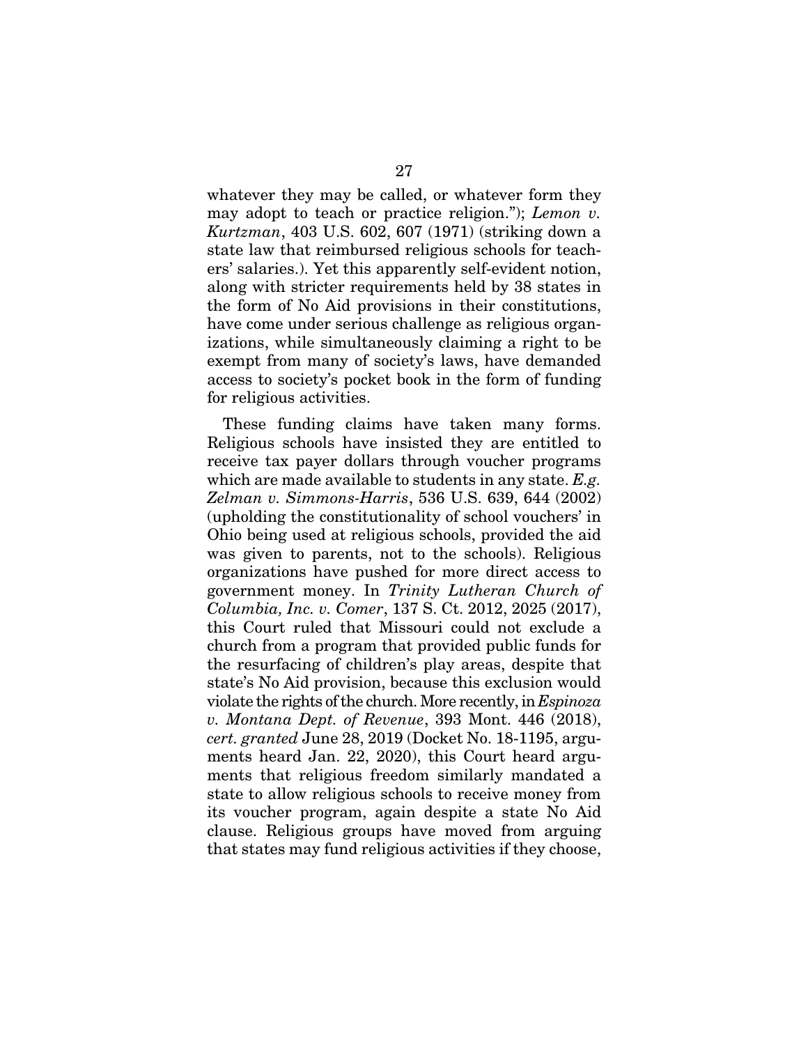whatever they may be called, or whatever form they may adopt to teach or practice religion."); *Lemon v. Kurtzman*, 403 U.S. 602, 607 (1971) (striking down a state law that reimbursed religious schools for teachers' salaries.). Yet this apparently self-evident notion, along with stricter requirements held by 38 states in the form of No Aid provisions in their constitutions, have come under serious challenge as religious organizations, while simultaneously claiming a right to be exempt from many of society's laws, have demanded access to society's pocket book in the form of funding for religious activities.

These funding claims have taken many forms. Religious schools have insisted they are entitled to receive tax payer dollars through voucher programs which are made available to students in any state. *E.g. Zelman v. Simmons-Harris*, 536 U.S. 639, 644 (2002) (upholding the constitutionality of school vouchers' in Ohio being used at religious schools, provided the aid was given to parents, not to the schools). Religious organizations have pushed for more direct access to government money. In *Trinity Lutheran Church of Columbia, Inc. v. Comer*, 137 S. Ct. 2012, 2025 (2017), this Court ruled that Missouri could not exclude a church from a program that provided public funds for the resurfacing of children's play areas, despite that state's No Aid provision, because this exclusion would violate the rights of the church. More recently, in *Espinoza v. Montana Dept. of Revenue*, 393 Mont. 446 (2018), *cert. granted* June 28, 2019 (Docket No. 18-1195, arguments heard Jan. 22, 2020), this Court heard arguments that religious freedom similarly mandated a state to allow religious schools to receive money from its voucher program, again despite a state No Aid clause. Religious groups have moved from arguing that states may fund religious activities if they choose,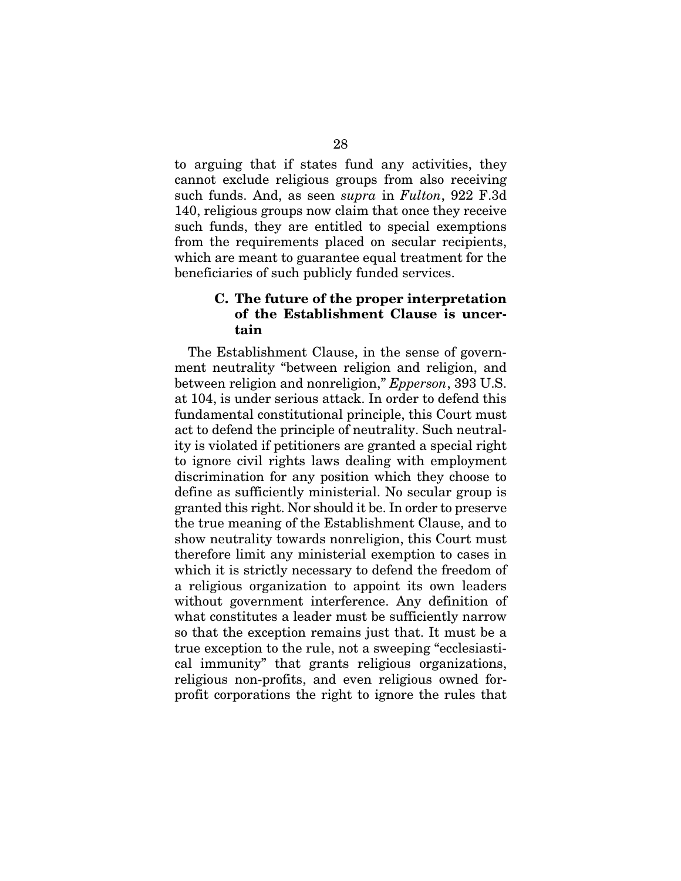to arguing that if states fund any activities, they cannot exclude religious groups from also receiving such funds. And, as seen *supra* in *Fulton*, 922 F.3d 140, religious groups now claim that once they receive such funds, they are entitled to special exemptions from the requirements placed on secular recipients, which are meant to guarantee equal treatment for the beneficiaries of such publicly funded services.

### C. The future of the proper interpretation of the Establishment Clause is uncertain

The Establishment Clause, in the sense of government neutrality "between religion and religion, and between religion and nonreligion," *Epperson*, 393 U.S. at 104, is under serious attack. In order to defend this fundamental constitutional principle, this Court must act to defend the principle of neutrality. Such neutrality is violated if petitioners are granted a special right to ignore civil rights laws dealing with employment discrimination for any position which they choose to define as sufficiently ministerial. No secular group is granted this right. Nor should it be. In order to preserve the true meaning of the Establishment Clause, and to show neutrality towards nonreligion, this Court must therefore limit any ministerial exemption to cases in which it is strictly necessary to defend the freedom of a religious organization to appoint its own leaders without government interference. Any definition of what constitutes a leader must be sufficiently narrow so that the exception remains just that. It must be a true exception to the rule, not a sweeping "ecclesiastical immunity" that grants religious organizations, religious non-profits, and even religious owned for-profit corporations the right to ignore the rules that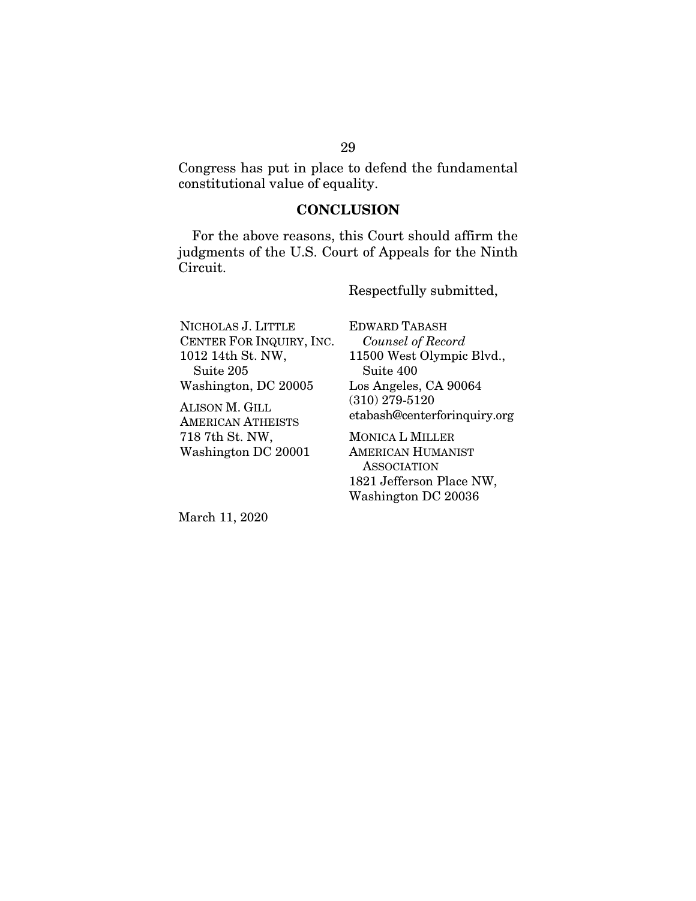Congress has put in place to defend the fundamental constitutional value of equality.

## CONCLUSION

For the above reasons, this Court should affirm the judgments of the U.S. Court of Appeals for the Ninth Circuit.

Respectfully submitted,

NICHOLAS J. LITTLE
CENTER FOR INQUIRY, INC.
1012 14th St. NW,
Suite 205
Washington, DC 20005

ALISON M. GILL
AMERICAN ATHEISTS
718 7th St. NW,
Washington DC 20001

EDWARD TABASH
*Counsel of Record*
11500 West Olympic Blvd.,
Suite 400
Los Angeles, CA 90064
(310) 279-5120
etabash@centerforinquiry.org

MONICA L MILLER
AMERICAN HUMANIST
ASSOCIATION
1821 Jefferson Place NW,
Washington DC 20036

March 11, 2020